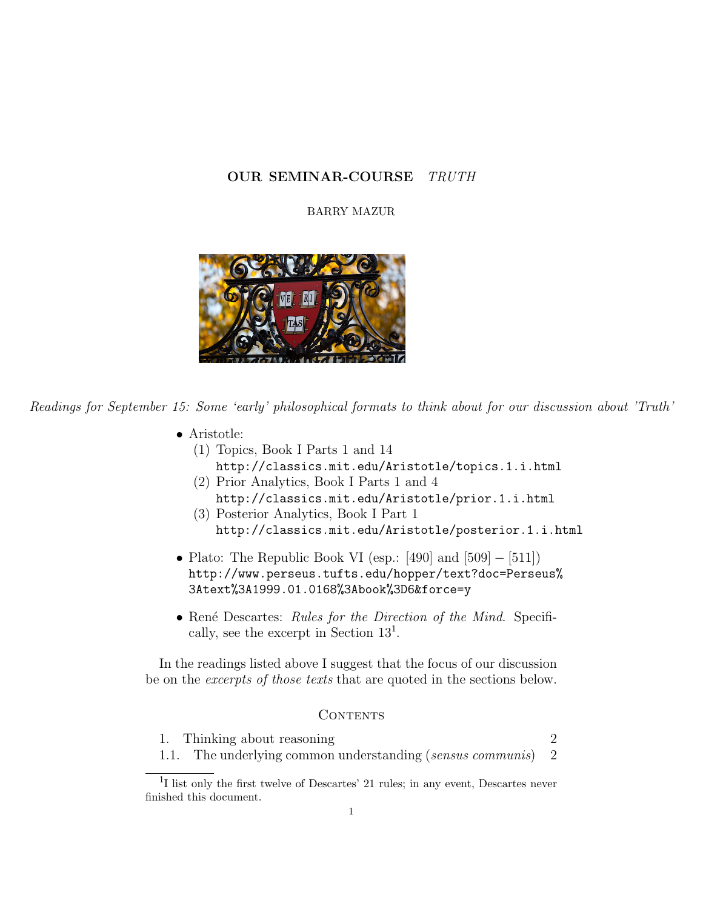# OUR SEMINAR-COURSE *TRUTH*

BARRY MAZUR

*Readings for September 15: Some 'early' philosophical formats to think about for our discussion about 'Truth'*

- Aristotle:
  1. Topics, Book I Parts 1 and 14
     `http://classics.mit.edu/Aristotle/topics.1.i.html`
  2. Prior Analytics, Book I Parts 1 and 4
     `http://classics.mit.edu/Aristotle/prior.1.i.html`
  3. Posterior Analytics, Book I Part 1
     `http://classics.mit.edu/Aristotle/posterior.1.i.html`

- Plato: The Republic Book VI (esp.: [490] and [509] – [511])
  `http://www.perseus.tufts.edu/hopper/text?doc=Perseus%3Atext%3A1999.01.0168%3Abook%3D6&force=y`

- René Descartes: *Rules for the Direction of the Mind*. Specifically, see the excerpt in Section 13[1].

In the readings listed above I suggest that the focus of our discussion be on the *excerpts of those texts* that are quoted in the sections below.

## Contents

| | |
|---|---|
| 1. Thinking about reasoning | 2 |
| 1.1. The underlying common understanding (*sensus communis*) | 2 |

[1] I list only the first twelve of Descartes' 21 rules; in any event, Descartes never finished this document.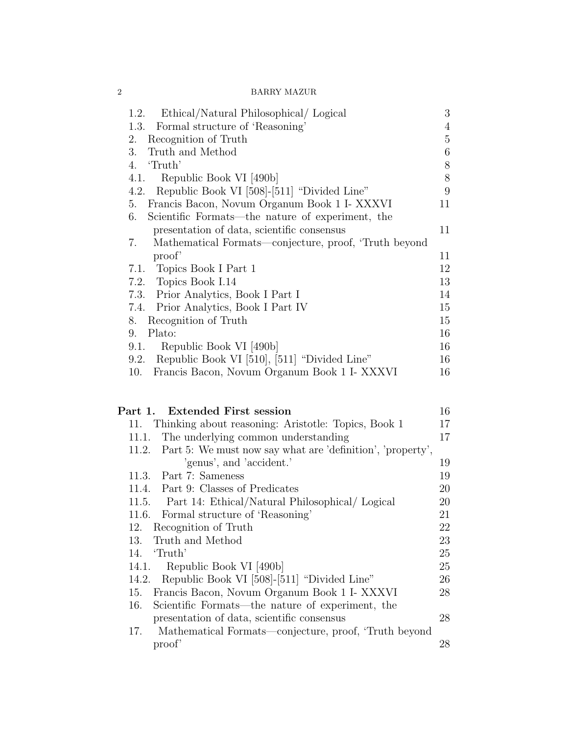1.2. Ethical/Natural Philosophical/ Logical 3
1.3. Formal structure of 'Reasoning' 4
2. Recognition of Truth 5
3. Truth and Method 6
4. 'Truth' 8
4.1. Republic Book VI [490b] 8
4.2. Republic Book VI [508]-[511] "Divided Line" 9
5. Francis Bacon, Novum Organum Book 1 I- XXXVI 11
6. Scientific Formats—the nature of experiment, the presentation of data, scientific consensus 11
7. Mathematical Formats—conjecture, proof, 'Truth beyond proof' 11
7.1. Topics Book I Part 1 12
7.2. Topics Book I.14 13
7.3. Prior Analytics, Book I Part I 14
7.4. Prior Analytics, Book I Part IV 15
8. Recognition of Truth 15
9. Plato: 16
9.1. Republic Book VI [490b] 16
9.2. Republic Book VI [510], [511] "Divided Line" 16
10. Francis Bacon, Novum Organum Book 1 I- XXXVI 16

**Part 1. Extended First session** 16
11. Thinking about reasoning: Aristotle: Topics, Book 1 17
11.1. The underlying common understanding 17
11.2. Part 5: We must now say what are 'definition', 'property', 'genus', and 'accident.' 19
11.3. Part 7: Sameness 19
11.4. Part 9: Classes of Predicates 20
11.5. Part 14: Ethical/Natural Philosophical/ Logical 20
11.6. Formal structure of 'Reasoning' 21
12. Recognition of Truth 22
13. Truth and Method 23
14. 'Truth' 25
14.1. Republic Book VI [490b] 25
14.2. Republic Book VI [508]-[511] "Divided Line" 26
15. Francis Bacon, Novum Organum Book 1 I- XXXVI 28
16. Scientific Formats—the nature of experiment, the presentation of data, scientific consensus 28
17. Mathematical Formats—conjecture, proof, 'Truth beyond proof' 28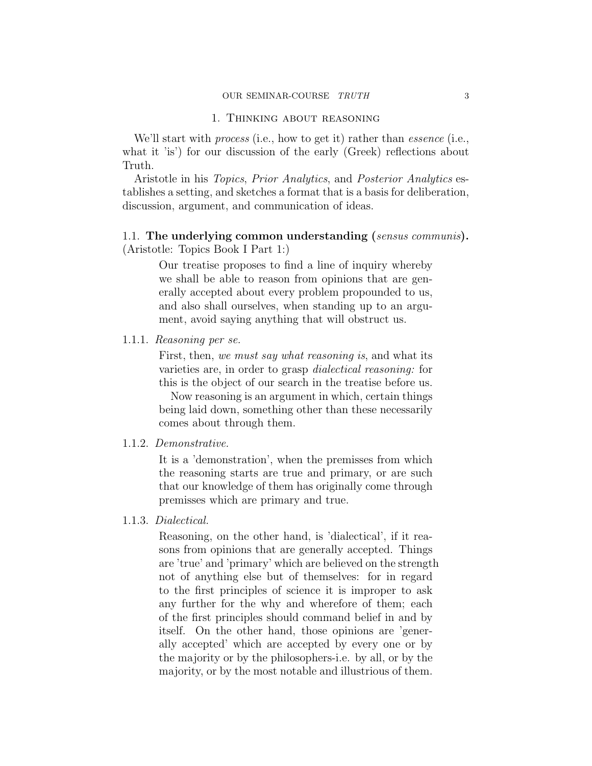## 1. Thinking about reasoning

We'll start with *process* (i.e., how to get it) rather than *essence* (i.e., what it 'is') for our discussion of the early (Greek) reflections about Truth.

Aristotle in his *Topics*, *Prior Analytics*, and *Posterior Analytics* establishes a setting, and sketches a format that is a basis for deliberation, discussion, argument, and communication of ideas.

### 1.1. **The underlying common understanding (*sensus communis*).**

(Aristotle: Topics Book I Part 1:)

> Our treatise proposes to find a line of inquiry whereby we shall be able to reason from opinions that are generally accepted about every problem propounded to us, and also shall ourselves, when standing up to an argument, avoid saying anything that will obstruct us.

#### 1.1.1. *Reasoning per se.*

> First, then, *we must say what reasoning is*, and what its varieties are, in order to grasp *dialectical reasoning:* for this is the object of our search in the treatise before us.
>
> Now reasoning is an argument in which, certain things being laid down, something other than these necessarily comes about through them.

#### 1.1.2. *Demonstrative.*

> It is a 'demonstration', when the premisses from which the reasoning starts are true and primary, or are such that our knowledge of them has originally come through premisses which are primary and true.

#### 1.1.3. *Dialectical.*

> Reasoning, on the other hand, is 'dialectical', if it reasons from opinions that are generally accepted. Things are 'true' and 'primary' which are believed on the strength not of anything else but of themselves: for in regard to the first principles of science it is improper to ask any further for the why and wherefore of them; each of the first principles should command belief in and by itself. On the other hand, those opinions are 'generally accepted' which are accepted by every one or by the majority or by the philosophers-i.e. by all, or by the majority, or by the most notable and illustrious of them.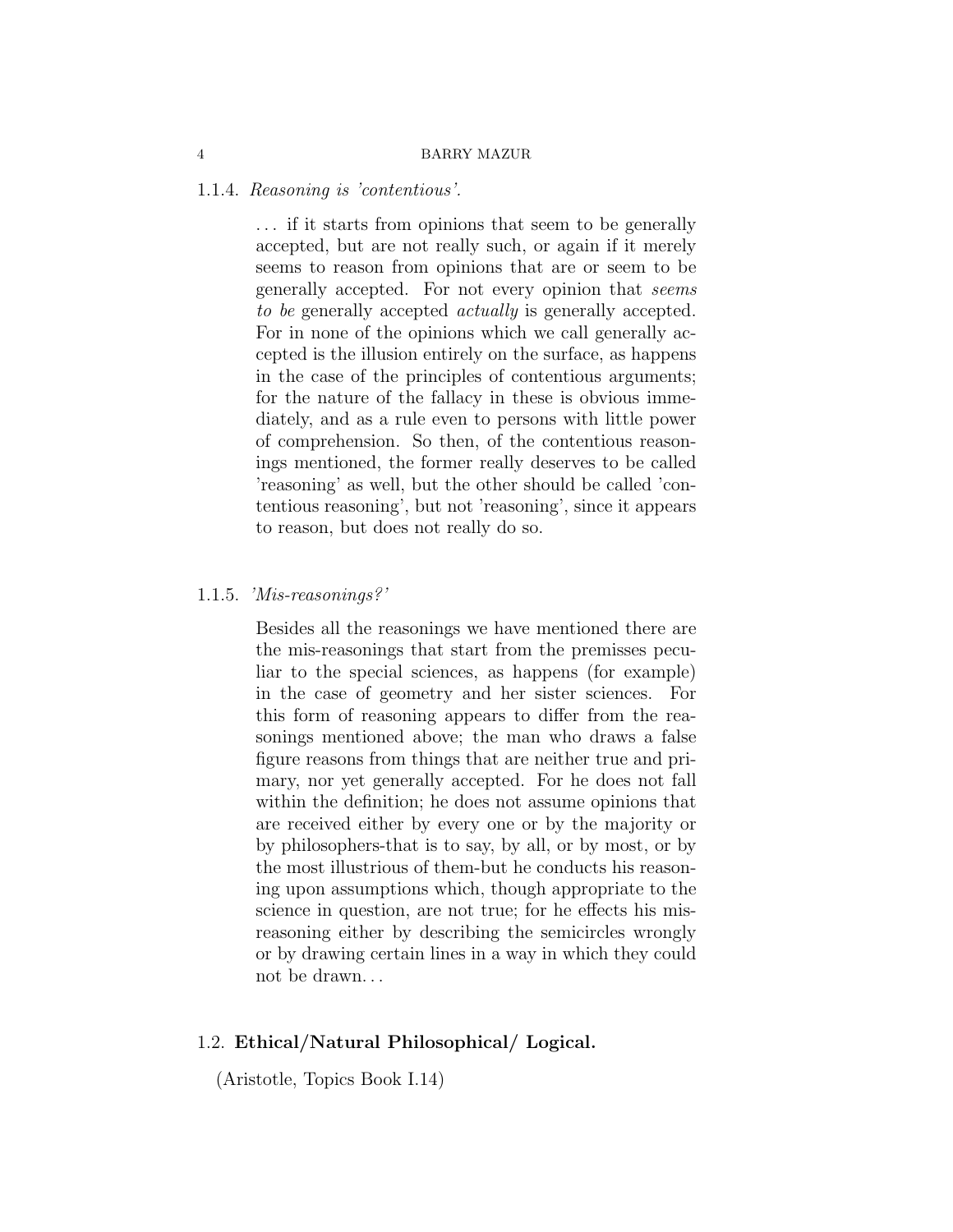#### 1.1.4. *Reasoning is 'contentious'.*

> . . . if it starts from opinions that seem to be generally accepted, but are not really such, or again if it merely seems to reason from opinions that are or seem to be generally accepted. For not every opinion that *seems to be* generally accepted *actually* is generally accepted. For in none of the opinions which we call generally accepted is the illusion entirely on the surface, as happens in the case of the principles of contentious arguments; for the nature of the fallacy in these is obvious immediately, and as a rule even to persons with little power of comprehension. So then, of the contentious reasonings mentioned, the former really deserves to be called 'reasoning' as well, but the other should be called 'contentious reasoning', but not 'reasoning', since it appears to reason, but does not really do so.

#### 1.1.5. *'Mis-reasonings?'*

> Besides all the reasonings we have mentioned there are the mis-reasonings that start from the premisses peculiar to the special sciences, as happens (for example) in the case of geometry and her sister sciences. For this form of reasoning appears to differ from the reasonings mentioned above; the man who draws a false figure reasons from things that are neither true and primary, nor yet generally accepted. For he does not fall within the definition; he does not assume opinions that are received either by every one or by the majority or by philosophers-that is to say, by all, or by most, or by the most illustrious of them-but he conducts his reasoning upon assumptions which, though appropriate to the science in question, are not true; for he effects his mis-reasoning either by describing the semicircles wrongly or by drawing certain lines in a way in which they could not be drawn. . .

### 1.2. **Ethical/Natural Philosophical/ Logical.**

(Aristotle, Topics Book I.14)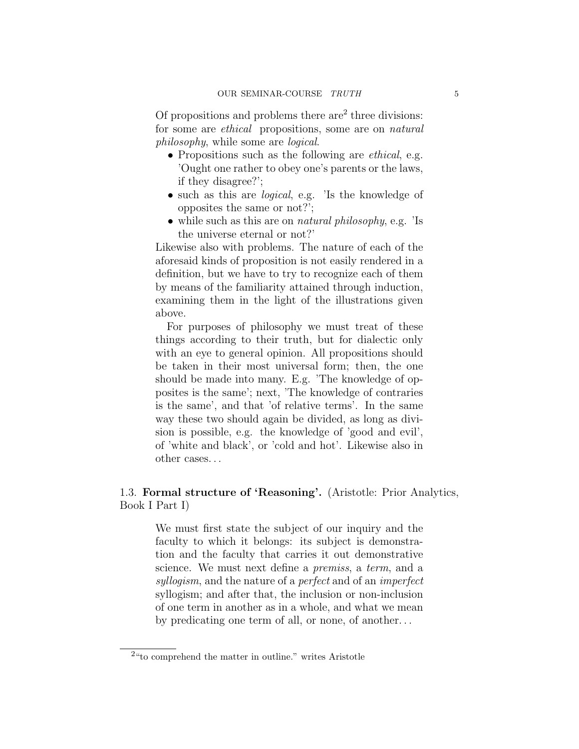Of propositions and problems there are[2] three divisions: for some are *ethical* propositions, some are on *natural philosophy*, while some are *logical*.

- Propositions such as the following are *ethical*, e.g. 'Ought one rather to obey one's parents or the laws, if they disagree?';
- such as this are *logical*, e.g. 'Is the knowledge of opposites the same or not?';
- while such as this are on *natural philosophy*, e.g. 'Is the universe eternal or not?'

Likewise also with problems. The nature of each of the aforesaid kinds of proposition is not easily rendered in a definition, but we have to try to recognize each of them by means of the familiarity attained through induction, examining them in the light of the illustrations given above.

For purposes of philosophy we must treat of these things according to their truth, but for dialectic only with an eye to general opinion. All propositions should be taken in their most universal form; then, the one should be made into many. E.g. 'The knowledge of opposites is the same'; next, 'The knowledge of contraries is the same', and that 'of relative terms'. In the same way these two should again be divided, as long as division is possible, e.g. the knowledge of 'good and evil', of 'white and black', or 'cold and hot'. Likewise also in other cases. . .

### 1.3. **Formal structure of 'Reasoning'.** (Aristotle: Prior Analytics, Book I Part I)

We must first state the subject of our inquiry and the faculty to which it belongs: its subject is demonstration and the faculty that carries it out demonstrative science. We must next define a *premiss*, a *term*, and a *syllogism*, and the nature of a *perfect* and of an *imperfect* syllogism; and after that, the inclusion or non-inclusion of one term in another as in a whole, and what we mean by predicating one term of all, or none, of another. . .

[2] "to comprehend the matter in outline." writes Aristotle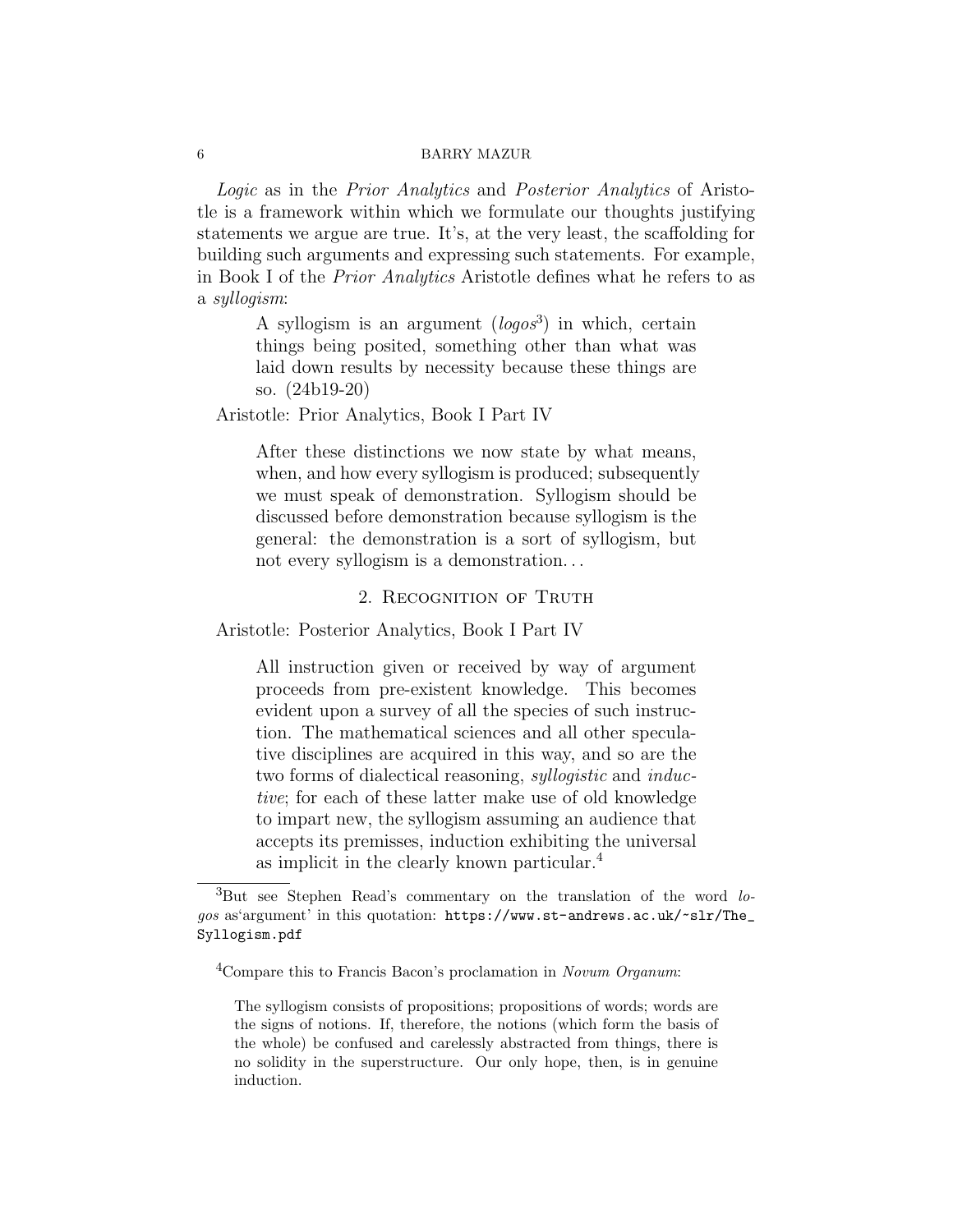*Logic* as in the *Prior Analytics* and *Posterior Analytics* of Aristotle is a framework within which we formulate our thoughts justifying statements we argue are true. It's, at the very least, the scaffolding for building such arguments and expressing such statements. For example, in Book I of the *Prior Analytics* Aristotle defines what he refers to as a *syllogism*:

> A syllogism is an argument (*logos*[3]) in which, certain things being posited, something other than what was laid down results by necessity because these things are so. (24b19-20)

Aristotle: Prior Analytics, Book I Part IV

> After these distinctions we now state by what means, when, and how every syllogism is produced; subsequently we must speak of demonstration. Syllogism should be discussed before demonstration because syllogism is the general: the demonstration is a sort of syllogism, but not every syllogism is a demonstration. . .

## 2. Recognition of Truth

Aristotle: Posterior Analytics, Book I Part IV

> All instruction given or received by way of argument proceeds from pre-existent knowledge. This becomes evident upon a survey of all the species of such instruction. The mathematical sciences and all other speculative disciplines are acquired in this way, and so are the two forms of dialectical reasoning, *syllogistic* and *inductive*; for each of these latter make use of old knowledge to impart new, the syllogism assuming an audience that accepts its premisses, induction exhibiting the universal as implicit in the clearly known particular.[4]

---

[3]But see Stephen Read's commentary on the translation of the word *logos* as'argument' in this quotation: `https://www.st-andrews.ac.uk/~slr/The_Syllogism.pdf`

[4]Compare this to Francis Bacon's proclamation in *Novum Organum*:

> The syllogism consists of propositions; propositions of words; words are the signs of notions. If, therefore, the notions (which form the basis of the whole) be confused and carelessly abstracted from things, there is no solidity in the superstructure. Our only hope, then, is in genuine induction.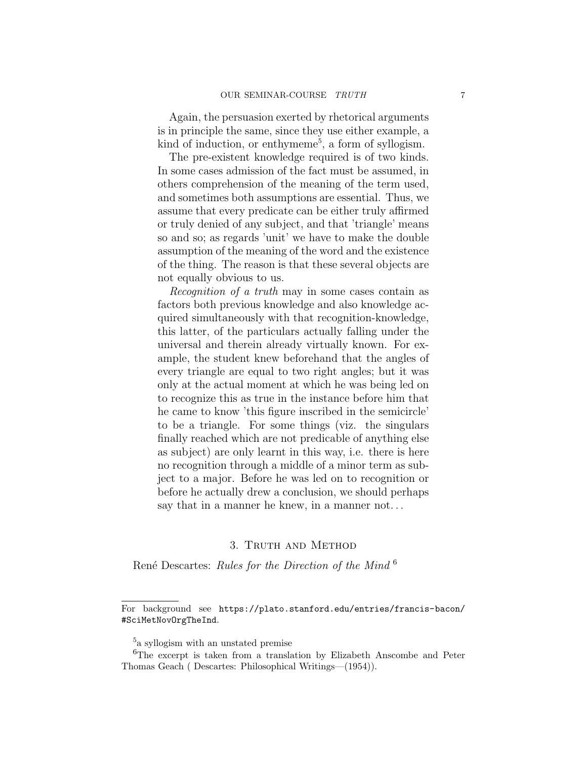Again, the persuasion exerted by rhetorical arguments is in principle the same, since they use either example, a kind of induction, or enthymeme[5], a form of syllogism.

The pre-existent knowledge required is of two kinds. In some cases admission of the fact must be assumed, in others comprehension of the meaning of the term used, and sometimes both assumptions are essential. Thus, we assume that every predicate can be either truly affirmed or truly denied of any subject, and that 'triangle' means so and so; as regards 'unit' we have to make the double assumption of the meaning of the word and the existence of the thing. The reason is that these several objects are not equally obvious to us.

*Recognition of a truth* may in some cases contain as factors both previous knowledge and also knowledge acquired simultaneously with that recognition-knowledge, this latter, of the particulars actually falling under the universal and therein already virtually known. For example, the student knew beforehand that the angles of every triangle are equal to two right angles; but it was only at the actual moment at which he was being led on to recognize this as true in the instance before him that he came to know 'this figure inscribed in the semicircle' to be a triangle. For some things (viz. the singulars finally reached which are not predicable of anything else as subject) are only learnt in this way, i.e. there is here no recognition through a middle of a minor term as subject to a major. Before he was led on to recognition or before he actually drew a conclusion, we should perhaps say that in a manner he knew, in a manner not...

## 3. Truth and Method

René Descartes: *Rules for the Direction of the Mind* [6]

---

For background see https://plato.stanford.edu/entries/francis-bacon/#SciMetNovOrgTheInd.

[5] a syllogism with an unstated premise

[6] The excerpt is taken from a translation by Elizabeth Anscombe and Peter Thomas Geach ( Descartes: Philosophical Writings—(1954)).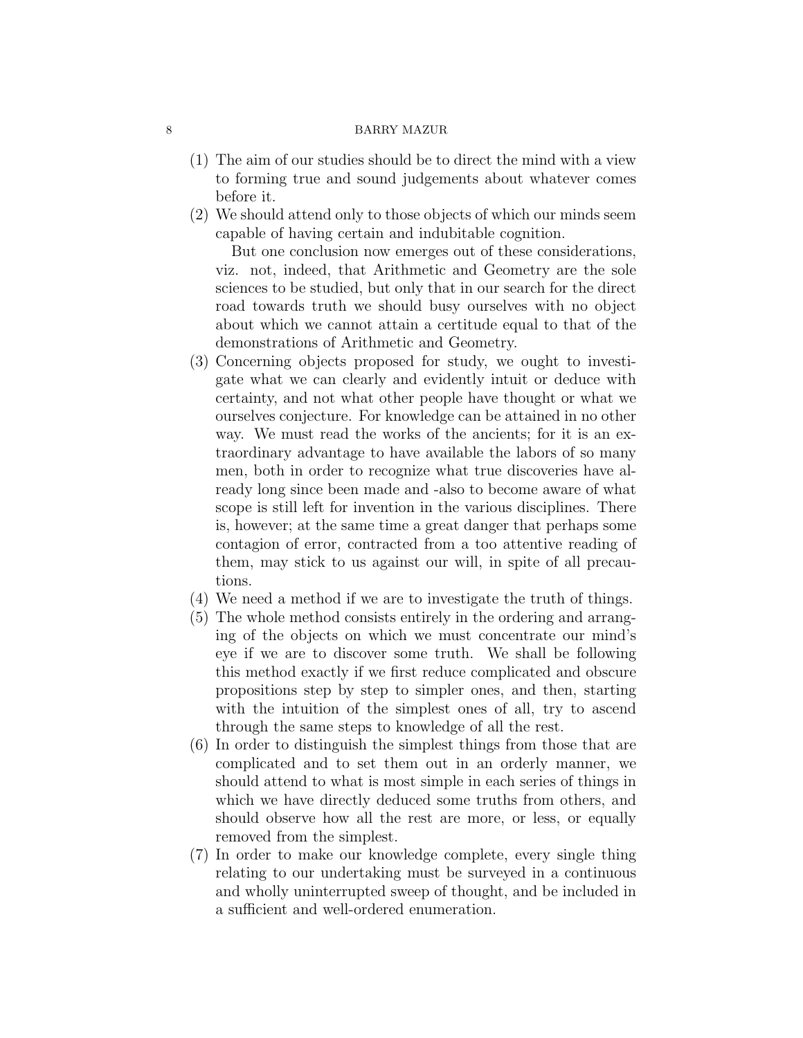(1) The aim of our studies should be to direct the mind with a view to forming true and sound judgements about whatever comes before it.

(2) We should attend only to those objects of which our minds seem capable of having certain and indubitable cognition.

    But one conclusion now emerges out of these considerations, viz. not, indeed, that Arithmetic and Geometry are the sole sciences to be studied, but only that in our search for the direct road towards truth we should busy ourselves with no object about which we cannot attain a certitude equal to that of the demonstrations of Arithmetic and Geometry.

(3) Concerning objects proposed for study, we ought to investigate what we can clearly and evidently intuit or deduce with certainty, and not what other people have thought or what we ourselves conjecture. For knowledge can be attained in no other way. We must read the works of the ancients; for it is an extraordinary advantage to have available the labors of so many men, both in order to recognize what true discoveries have already long since been made and -also to become aware of what scope is still left for invention in the various disciplines. There is, however; at the same time a great danger that perhaps some contagion of error, contracted from a too attentive reading of them, may stick to us against our will, in spite of all precautions.

(4) We need a method if we are to investigate the truth of things.

(5) The whole method consists entirely in the ordering and arranging of the objects on which we must concentrate our mind's eye if we are to discover some truth. We shall be following this method exactly if we first reduce complicated and obscure propositions step by step to simpler ones, and then, starting with the intuition of the simplest ones of all, try to ascend through the same steps to knowledge of all the rest.

(6) In order to distinguish the simplest things from those that are complicated and to set them out in an orderly manner, we should attend to what is most simple in each series of things in which we have directly deduced some truths from others, and should observe how all the rest are more, or less, or equally removed from the simplest.

(7) In order to make our knowledge complete, every single thing relating to our undertaking must be surveyed in a continuous and wholly uninterrupted sweep of thought, and be included in a sufficient and well-ordered enumeration.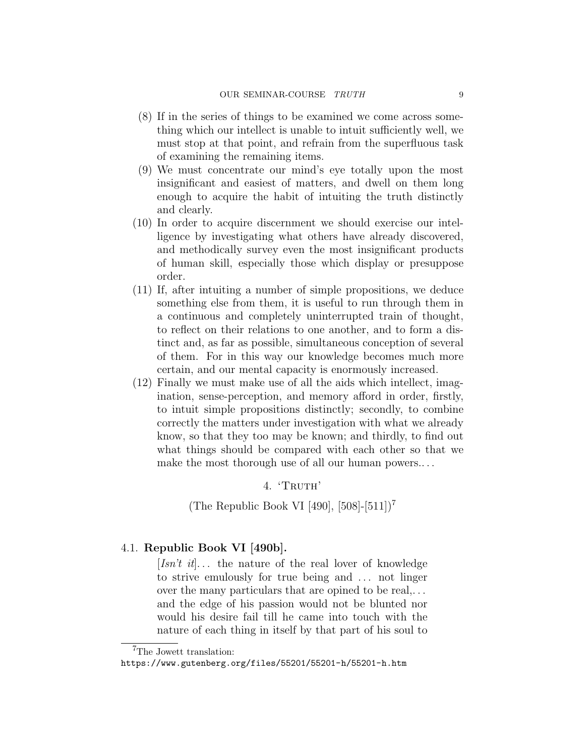(8) If in the series of things to be examined we come across something which our intellect is unable to intuit sufficiently well, we must stop at that point, and refrain from the superfluous task of examining the remaining items.

(9) We must concentrate our mind's eye totally upon the most insignificant and easiest of matters, and dwell on them long enough to acquire the habit of intuiting the truth distinctly and clearly.

(10) In order to acquire discernment we should exercise our intelligence by investigating what others have already discovered, and methodically survey even the most insignificant products of human skill, especially those which display or presuppose order.

(11) If, after intuiting a number of simple propositions, we deduce something else from them, it is useful to run through them in a continuous and completely uninterrupted train of thought, to reflect on their relations to one another, and to form a distinct and, as far as possible, simultaneous conception of several of them. For in this way our knowledge becomes much more certain, and our mental capacity is enormously increased.

(12) Finally we must make use of all the aids which intellect, imagination, sense-perception, and memory afford in order, firstly, to intuit simple propositions distinctly; secondly, to combine correctly the matters under investigation with what we already know, so that they too may be known; and thirdly, to find out what things should be compared with each other so that we make the most thorough use of all our human powers.. . .

## 4. 'Truth'

(The Republic Book VI [490], [508]-[511])[7]

### 4.1. **Republic Book VI [490b].**

> [*Isn't it*]. . . the nature of the real lover of knowledge to strive emulously for true being and . . . not linger over the many particulars that are opined to be real,. . . and the edge of his passion would not be blunted nor would his desire fail till he came into touch with the nature of each thing in itself by that part of his soul to

[7] The Jowett translation:
`https://www.gutenberg.org/files/55201/55201-h/55201-h.htm`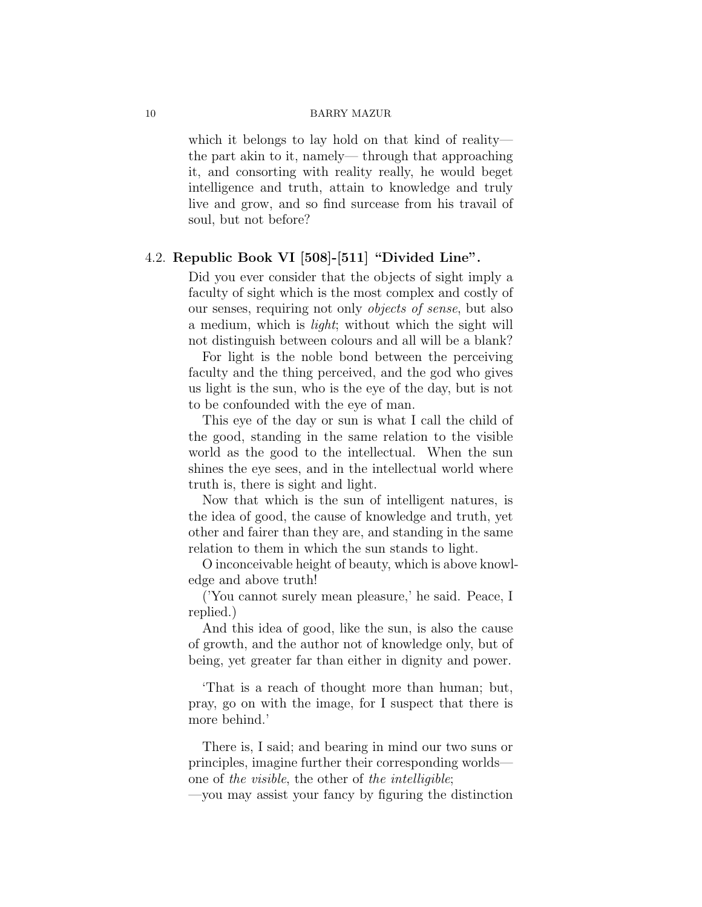which it belongs to lay hold on that kind of reality— the part akin to it, namely— through that approaching it, and consorting with reality really, he would beget intelligence and truth, attain to knowledge and truly live and grow, and so find surcease from his travail of soul, but not before?

### 4.2. **Republic Book VI [508]-[511] "Divided Line".**

Did you ever consider that the objects of sight imply a faculty of sight which is the most complex and costly of our senses, requiring not only *objects of sense*, but also a medium, which is *light*; without which the sight will not distinguish between colours and all will be a blank?

For light is the noble bond between the perceiving faculty and the thing perceived, and the god who gives us light is the sun, who is the eye of the day, but is not to be confounded with the eye of man.

This eye of the day or sun is what I call the child of the good, standing in the same relation to the visible world as the good to the intellectual. When the sun shines the eye sees, and in the intellectual world where truth is, there is sight and light.

Now that which is the sun of intelligent natures, is the idea of good, the cause of knowledge and truth, yet other and fairer than they are, and standing in the same relation to them in which the sun stands to light.

O inconceivable height of beauty, which is above knowledge and above truth!

('You cannot surely mean pleasure,' he said. Peace, I replied.)

And this idea of good, like the sun, is also the cause of growth, and the author not of knowledge only, but of being, yet greater far than either in dignity and power.

'That is a reach of thought more than human; but, pray, go on with the image, for I suspect that there is more behind.'

There is, I said; and bearing in mind our two suns or principles, imagine further their corresponding worlds— one of *the visible*, the other of *the intelligible*;
—you may assist your fancy by figuring the distinction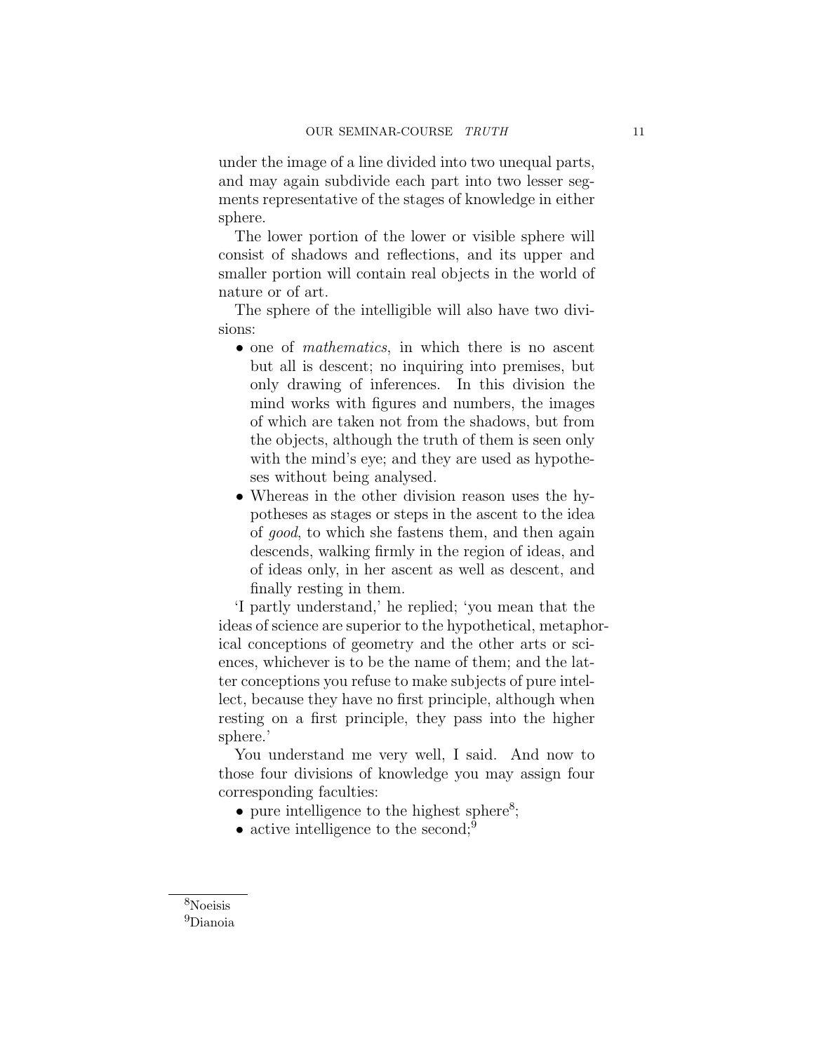under the image of a line divided into two unequal parts, and may again subdivide each part into two lesser segments representative of the stages of knowledge in either sphere.

The lower portion of the lower or visible sphere will consist of shadows and reflections, and its upper and smaller portion will contain real objects in the world of nature or of art.

The sphere of the intelligible will also have two divisions:

- one of *mathematics*, in which there is no ascent but all is descent; no inquiring into premises, but only drawing of inferences. In this division the mind works with figures and numbers, the images of which are taken not from the shadows, but from the objects, although the truth of them is seen only with the mind's eye; and they are used as hypotheses without being analysed.
- Whereas in the other division reason uses the hypotheses as stages or steps in the ascent to the idea of *good*, to which she fastens them, and then again descends, walking firmly in the region of ideas, and of ideas only, in her ascent as well as descent, and finally resting in them.

'I partly understand,' he replied; 'you mean that the ideas of science are superior to the hypothetical, metaphorical conceptions of geometry and the other arts or sciences, whichever is to be the name of them; and the latter conceptions you refuse to make subjects of pure intellect, because they have no first principle, although when resting on a first principle, they pass into the higher sphere.'

You understand me very well, I said. And now to those four divisions of knowledge you may assign four corresponding faculties:

- pure intelligence to the highest sphere[8];
- active intelligence to the second;[9]

[8] Noeisis

[9] Dianoia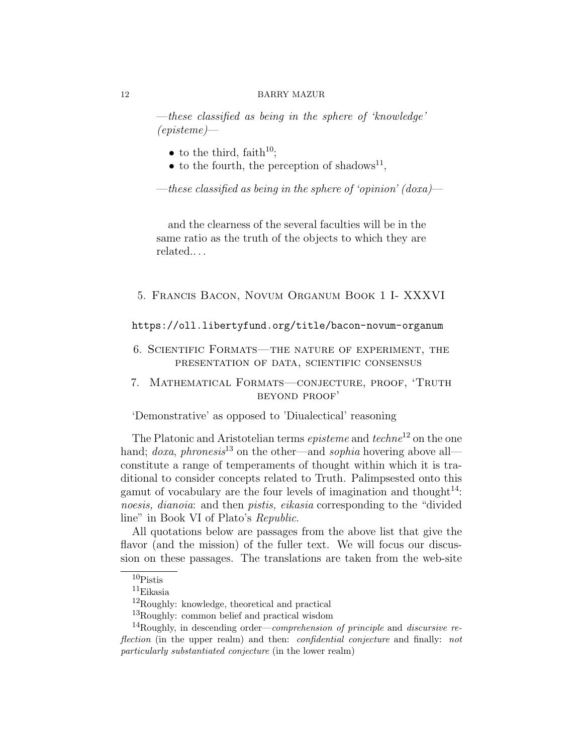—*these classified as being in the sphere of 'knowledge' (episteme)*—

- to the third, faith[10];
- to the fourth, the perception of shadows[11],

—*these classified as being in the sphere of 'opinion' (doxa)*—

and the clearness of the several faculties will be in the same ratio as the truth of the objects to which they are related.. . .

## 5. Francis Bacon, Novum Organum Book 1 I- XXXVI

https://oll.libertyfund.org/title/bacon-novum-organum

## 6. Scientific Formats—the nature of experiment, the presentation of data, scientific consensus

## 7. Mathematical Formats—conjecture, proof, 'Truth beyond proof'

'Demonstrative' as opposed to 'Diualectical' reasoning

The Platonic and Aristotelian terms *episteme* and *techne*[12] on the one hand; *doxa*, *phronesis*[13] on the other—and *sophia* hovering above all—constitute a range of temperaments of thought within which it is traditional to consider concepts related to Truth. Palimpsested onto this gamut of vocabulary are the four levels of imagination and thought[14]: *noesis, dianoia*: and then *pistis, eikasia* corresponding to the "divided line" in Book VI of Plato's *Republic*.

All quotations below are passages from the above list that give the flavor (and the mission) of the fuller text. We will focus our discussion on these passages. The translations are taken from the web-site

---

[10] Pistis

[11] Eikasia

[12] Roughly: knowledge, theoretical and practical

[13] Roughly: common belief and practical wisdom

[14] Roughly, in descending order—*comprehension of principle* and *discursive reflection* (in the upper realm) and then: *confidential conjecture* and finally: *not particularly substantiated conjecture* (in the lower realm)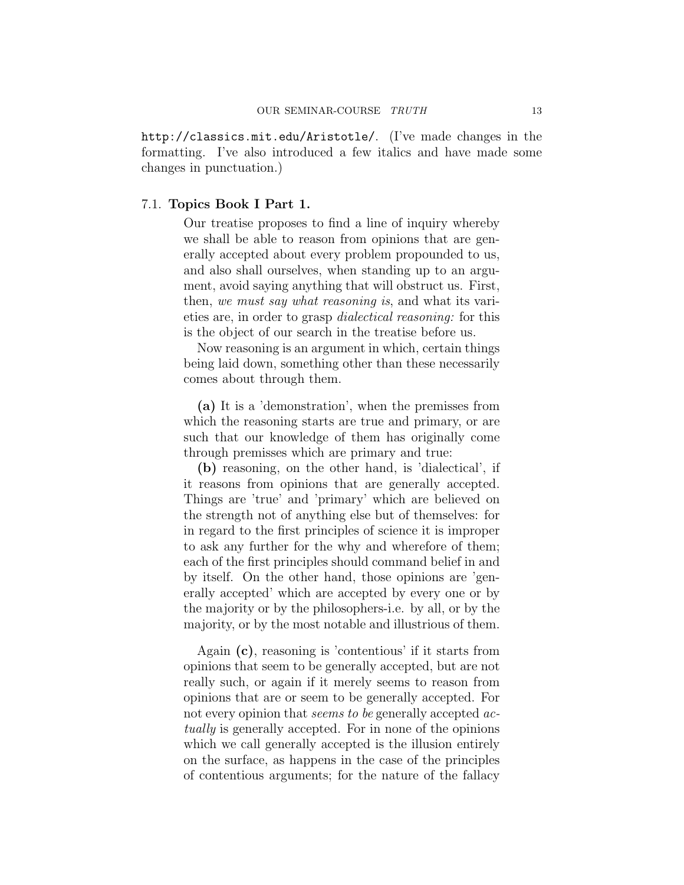http://classics.mit.edu/Aristotle/. (I've made changes in the formatting. I've also introduced a few italics and have made some changes in punctuation.)

### 7.1. **Topics Book I Part 1.**

> Our treatise proposes to find a line of inquiry whereby we shall be able to reason from opinions that are generally accepted about every problem propounded to us, and also shall ourselves, when standing up to an argument, avoid saying anything that will obstruct us. First, then, *we must say what reasoning is*, and what its varieties are, in order to grasp *dialectical reasoning:* for this is the object of our search in the treatise before us.
>
> Now reasoning is an argument in which, certain things being laid down, something other than these necessarily comes about through them.
>
> **(a)** It is a 'demonstration', when the premisses from which the reasoning starts are true and primary, or are such that our knowledge of them has originally come through premisses which are primary and true:
>
> **(b)** reasoning, on the other hand, is 'dialectical', if it reasons from opinions that are generally accepted. Things are 'true' and 'primary' which are believed on the strength not of anything else but of themselves: for in regard to the first principles of science it is improper to ask any further for the why and wherefore of them; each of the first principles should command belief in and by itself. On the other hand, those opinions are 'generally accepted' which are accepted by every one or by the majority or by the philosophers-i.e. by all, or by the majority, or by the most notable and illustrious of them.
>
> Again **(c)**, reasoning is 'contentious' if it starts from opinions that seem to be generally accepted, but are not really such, or again if it merely seems to reason from opinions that are or seem to be generally accepted. For not every opinion that *seems to be* generally accepted *actually* is generally accepted. For in none of the opinions which we call generally accepted is the illusion entirely on the surface, as happens in the case of the principles of contentious arguments; for the nature of the fallacy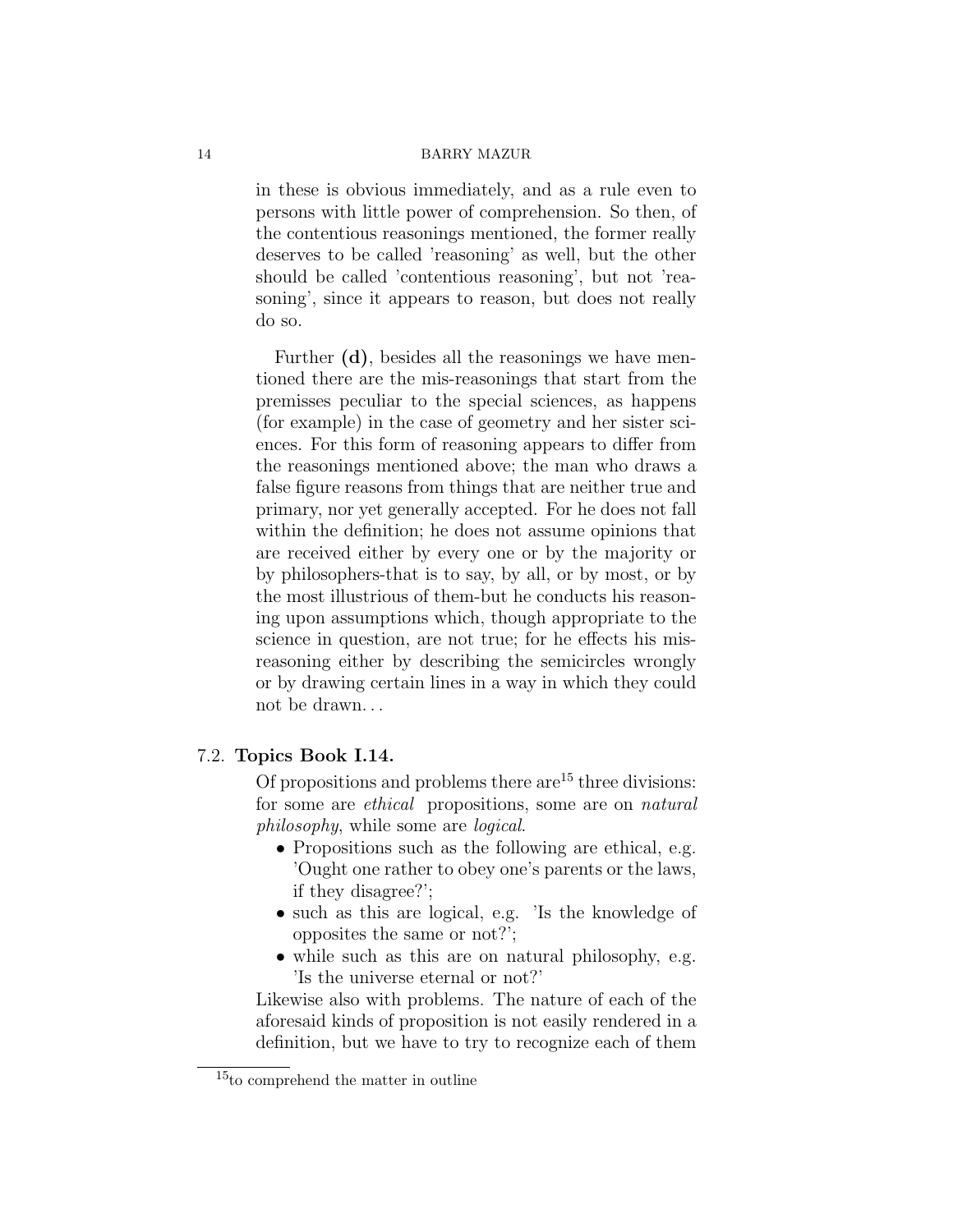in these is obvious immediately, and as a rule even to persons with little power of comprehension. So then, of the contentious reasonings mentioned, the former really deserves to be called 'reasoning' as well, but the other should be called 'contentious reasoning', but not 'reasoning', since it appears to reason, but does not really do so.

Further **(d)**, besides all the reasonings we have mentioned there are the mis-reasonings that start from the premisses peculiar to the special sciences, as happens (for example) in the case of geometry and her sister sciences. For this form of reasoning appears to differ from the reasonings mentioned above; the man who draws a false figure reasons from things that are neither true and primary, nor yet generally accepted. For he does not fall within the definition; he does not assume opinions that are received either by every one or by the majority or by philosophers-that is to say, by all, or by most, or by the most illustrious of them-but he conducts his reasoning upon assumptions which, though appropriate to the science in question, are not true; for he effects his mis-reasoning either by describing the semicircles wrongly or by drawing certain lines in a way in which they could not be drawn. . .

## 7.2. Topics Book I.14.

Of propositions and problems there are[15] three divisions: for some are *ethical* propositions, some are on *natural philosophy*, while some are *logical*.

- Propositions such as the following are ethical, e.g. 'Ought one rather to obey one's parents or the laws, if they disagree?';
- such as this are logical, e.g. 'Is the knowledge of opposites the same or not?';
- while such as this are on natural philosophy, e.g. 'Is the universe eternal or not?'

Likewise also with problems. The nature of each of the aforesaid kinds of proposition is not easily rendered in a definition, but we have to try to recognize each of them

[15] to comprehend the matter in outline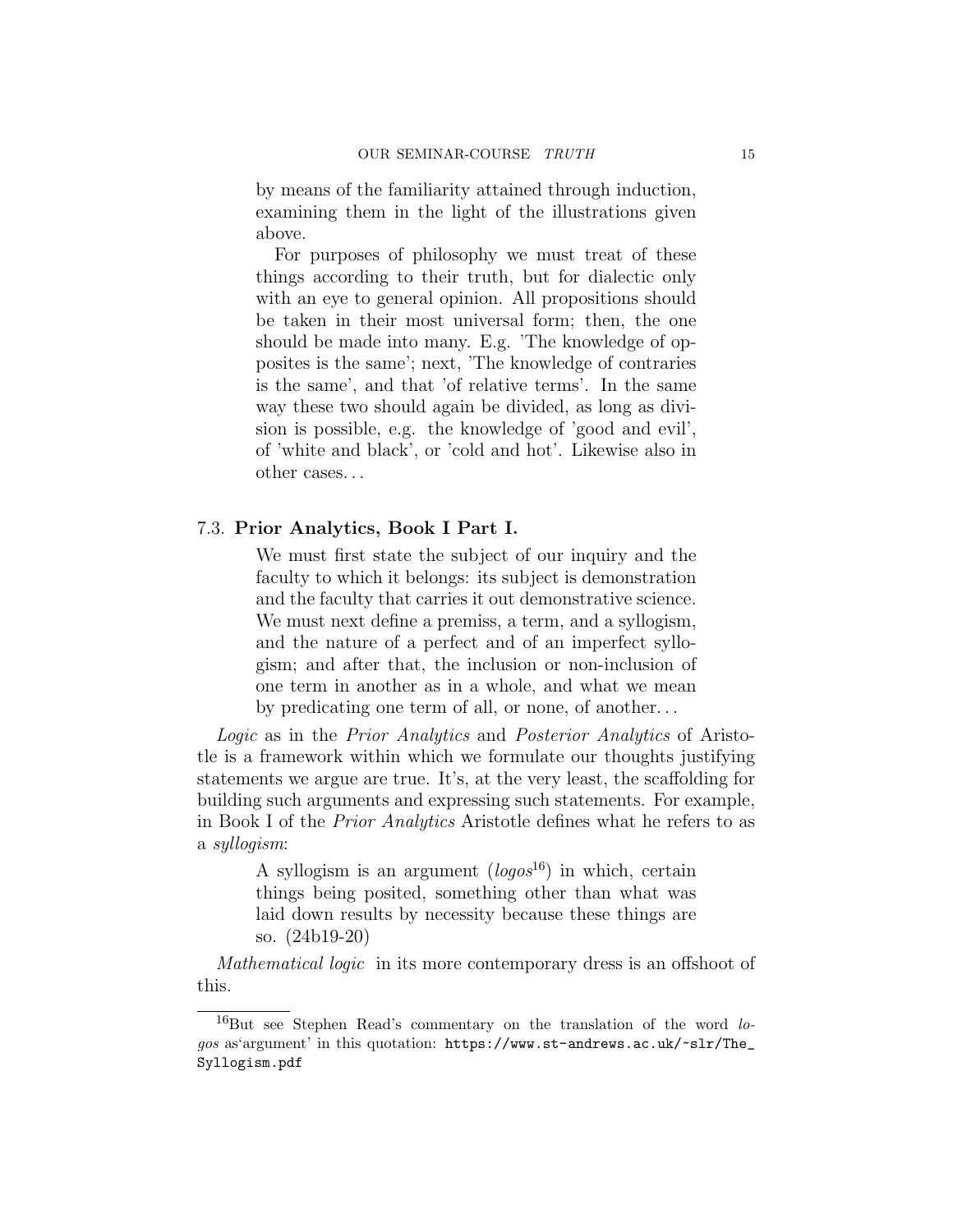> by means of the familiarity attained through induction, examining them in the light of the illustrations given above.
>
> For purposes of philosophy we must treat of these things according to their truth, but for dialectic only with an eye to general opinion. All propositions should be taken in their most universal form; then, the one should be made into many. E.g. 'The knowledge of opposites is the same'; next, 'The knowledge of contraries is the same', and that 'of relative terms'. In the same way these two should again be divided, as long as division is possible, e.g. the knowledge of 'good and evil', of 'white and black', or 'cold and hot'. Likewise also in other cases. . .

### 7.3. Prior Analytics, Book I Part I.

> We must first state the subject of our inquiry and the faculty to which it belongs: its subject is demonstration and the faculty that carries it out demonstrative science. We must next define a premiss, a term, and a syllogism, and the nature of a perfect and of an imperfect syllogism; and after that, the inclusion or non-inclusion of one term in another as in a whole, and what we mean by predicating one term of all, or none, of another. . .

*Logic* as in the *Prior Analytics* and *Posterior Analytics* of Aristotle is a framework within which we formulate our thoughts justifying statements we argue are true. It's, at the very least, the scaffolding for building such arguments and expressing such statements. For example, in Book I of the *Prior Analytics* Aristotle defines what he refers to as a *syllogism*:

> A syllogism is an argument (*logos*[16]) in which, certain things being posited, something other than what was laid down results by necessity because these things are so. (24b19-20)

*Mathematical logic* in its more contemporary dress is an offshoot of this.

---

[16]But see Stephen Read's commentary on the translation of the word *logos* as'argument' in this quotation: `https://www.st-andrews.ac.uk/~slr/The_Syllogism.pdf`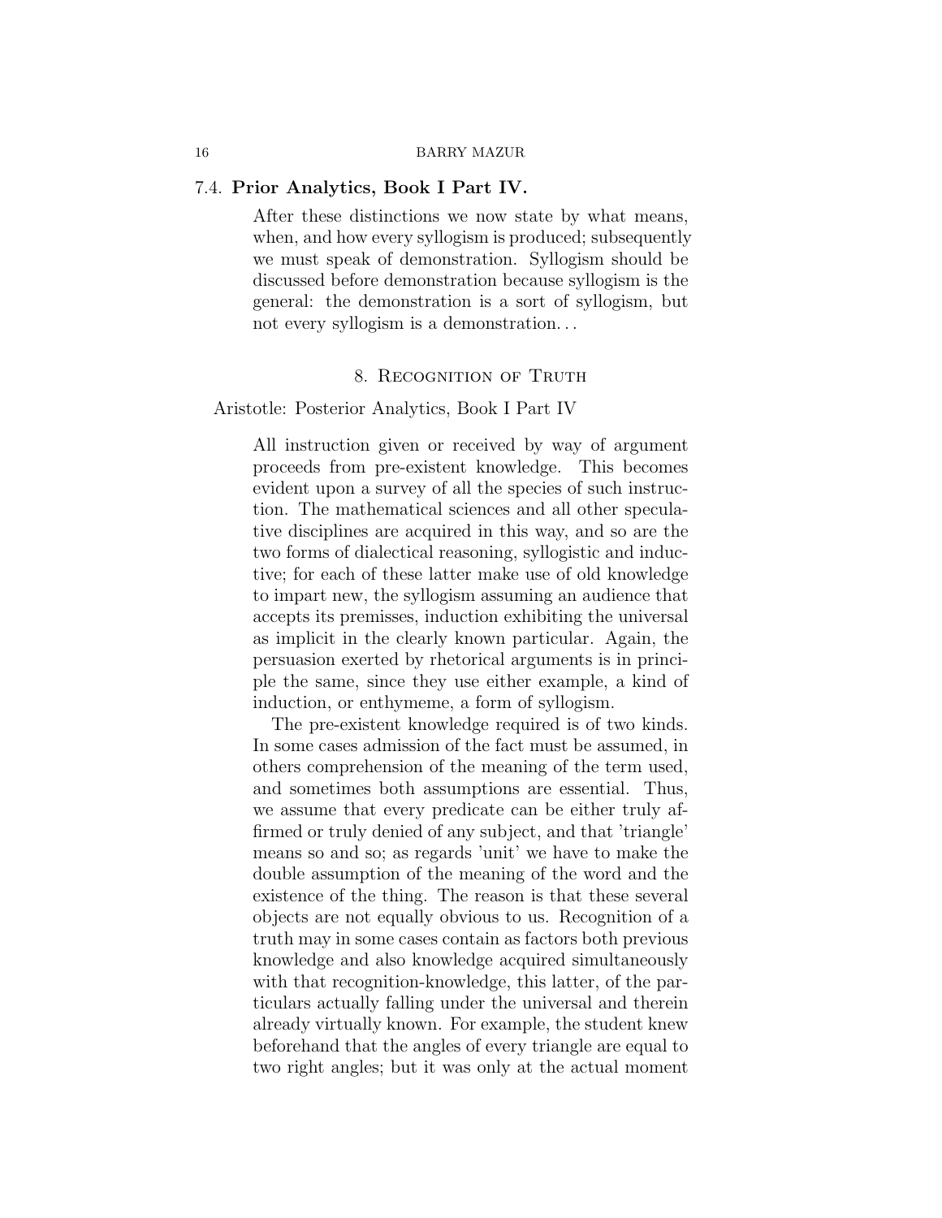### 7.4. **Prior Analytics, Book I Part IV.**

> After these distinctions we now state by what means, when, and how every syllogism is produced; subsequently we must speak of demonstration. Syllogism should be discussed before demonstration because syllogism is the general: the demonstration is a sort of syllogism, but not every syllogism is a demonstration...

## 8. Recognition of Truth

Aristotle: Posterior Analytics, Book I Part IV

> All instruction given or received by way of argument proceeds from pre-existent knowledge. This becomes evident upon a survey of all the species of such instruction. The mathematical sciences and all other speculative disciplines are acquired in this way, and so are the two forms of dialectical reasoning, syllogistic and inductive; for each of these latter make use of old knowledge to impart new, the syllogism assuming an audience that accepts its premisses, induction exhibiting the universal as implicit in the clearly known particular. Again, the persuasion exerted by rhetorical arguments is in principle the same, since they use either example, a kind of induction, or enthymeme, a form of syllogism.
>
> The pre-existent knowledge required is of two kinds. In some cases admission of the fact must be assumed, in others comprehension of the meaning of the term used, and sometimes both assumptions are essential. Thus, we assume that every predicate can be either truly affirmed or truly denied of any subject, and that 'triangle' means so and so; as regards 'unit' we have to make the double assumption of the meaning of the word and the existence of the thing. The reason is that these several objects are not equally obvious to us. Recognition of a truth may in some cases contain as factors both previous knowledge and also knowledge acquired simultaneously with that recognition-knowledge, this latter, of the particulars actually falling under the universal and therein already virtually known. For example, the student knew beforehand that the angles of every triangle are equal to two right angles; but it was only at the actual moment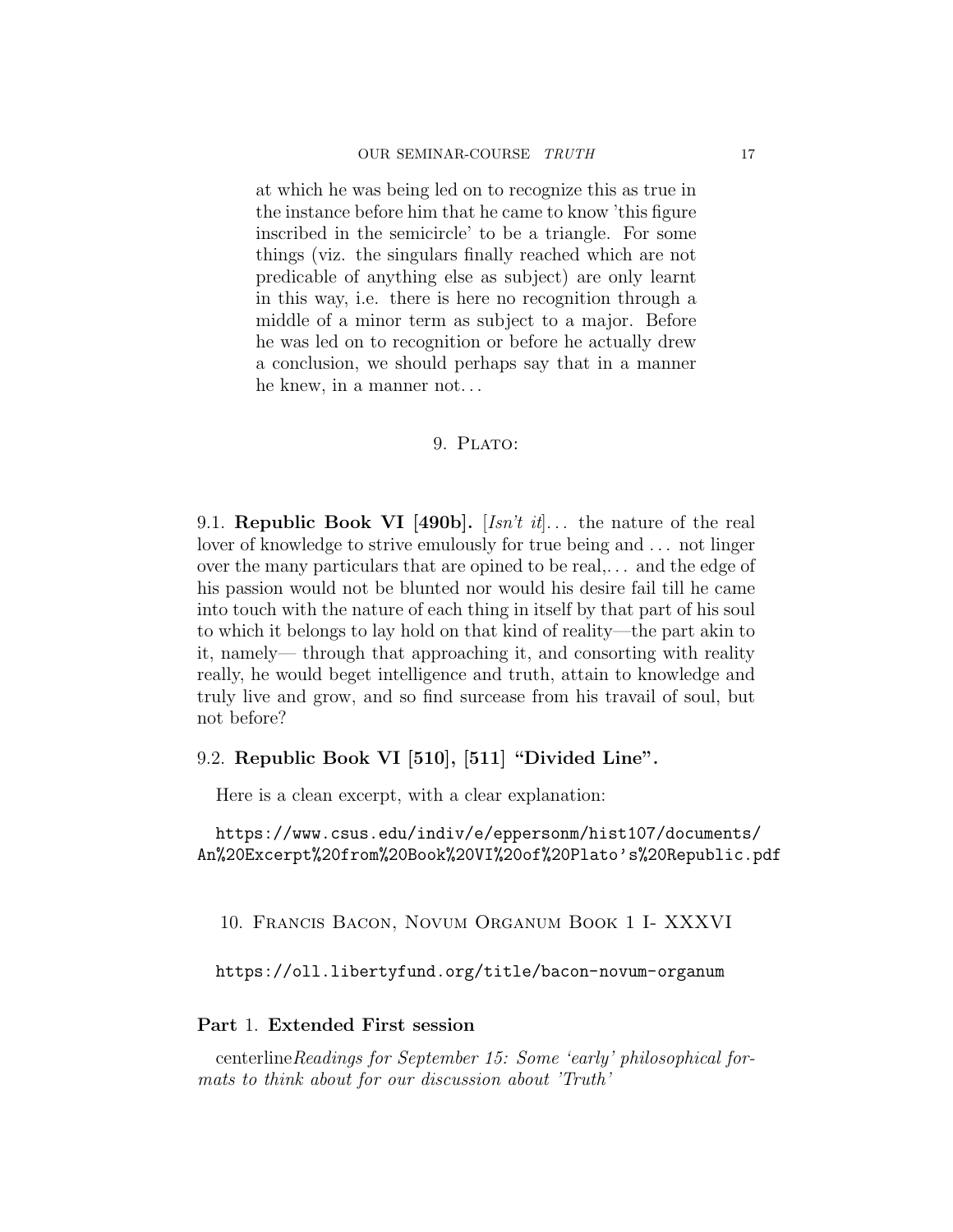> at which he was being led on to recognize this as true in the instance before him that he came to know 'this figure inscribed in the semicircle' to be a triangle. For some things (viz. the singulars finally reached which are not predicable of anything else as subject) are only learnt in this way, i.e. there is here no recognition through a middle of a minor term as subject to a major. Before he was led on to recognition or before he actually drew a conclusion, we should perhaps say that in a manner he knew, in a manner not...

## 9. Plato:

9.1. **Republic Book VI [490b].** [*Isn't it*]... the nature of the real lover of knowledge to strive emulously for true being and ... not linger over the many particulars that are opined to be real,... and the edge of his passion would not be blunted nor would his desire fail till he came into touch with the nature of each thing in itself by that part of his soul to which it belongs to lay hold on that kind of reality—the part akin to it, namely— through that approaching it, and consorting with reality really, he would beget intelligence and truth, attain to knowledge and truly live and grow, and so find surcease from his travail of soul, but not before?

9.2. **Republic Book VI [510], [511] "Divided Line".**

Here is a clean excerpt, with a clear explanation:

`https://www.csus.edu/indiv/e/eppersonm/hist107/documents/An%20Excerpt%20from%20Book%20VI%20of%20Plato's%20Republic.pdf`

## 10. Francis Bacon, Novum Organum Book 1 I- XXXVI

`https://oll.libertyfund.org/title/bacon-novum-organum`

# Part 1. Extended First session

centerline*Readings for September 15: Some 'early' philosophical formats to think about for our discussion about 'Truth'*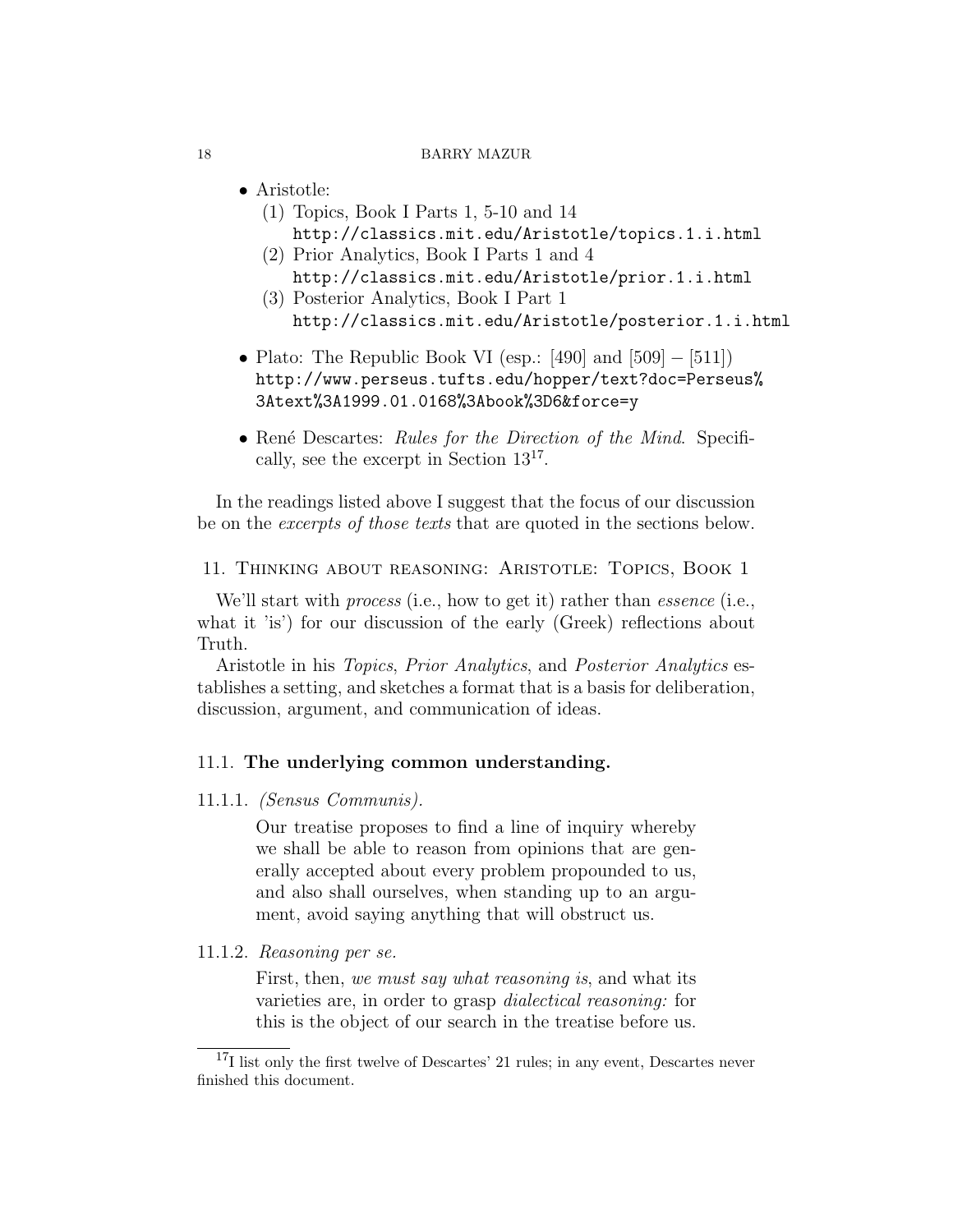- Aristotle:
  1. Topics, Book I Parts 1, 5-10 and 14
     http://classics.mit.edu/Aristotle/topics.1.i.html
  2. Prior Analytics, Book I Parts 1 and 4
     http://classics.mit.edu/Aristotle/prior.1.i.html
  3. Posterior Analytics, Book I Part 1
     http://classics.mit.edu/Aristotle/posterior.1.i.html
- Plato: The Republic Book VI (esp.: [490] and [509] – [511])
  http://www.perseus.tufts.edu/hopper/text?doc=Perseus%3Atext%3A1999.01.0168%3Abook%3D6&force=y
- René Descartes: *Rules for the Direction of the Mind*. Specifically, see the excerpt in Section 13[17].

In the readings listed above I suggest that the focus of our discussion be on the *excerpts of those texts* that are quoted in the sections below.

## 11. Thinking about reasoning: Aristotle: Topics, Book 1

We'll start with *process* (i.e., how to get it) rather than *essence* (i.e., what it 'is') for our discussion of the early (Greek) reflections about Truth.

Aristotle in his *Topics*, *Prior Analytics*, and *Posterior Analytics* establishes a setting, and sketches a format that is a basis for deliberation, discussion, argument, and communication of ideas.

### 11.1. **The underlying common understanding.**

11.1.1. *(Sensus Communis).*

> Our treatise proposes to find a line of inquiry whereby we shall be able to reason from opinions that are generally accepted about every problem propounded to us, and also shall ourselves, when standing up to an argument, avoid saying anything that will obstruct us.

11.1.2. *Reasoning per se.*

> First, then, *we must say what reasoning is*, and what its varieties are, in order to grasp *dialectical reasoning:* for this is the object of our search in the treatise before us.

[17] I list only the first twelve of Descartes' 21 rules; in any event, Descartes never finished this document.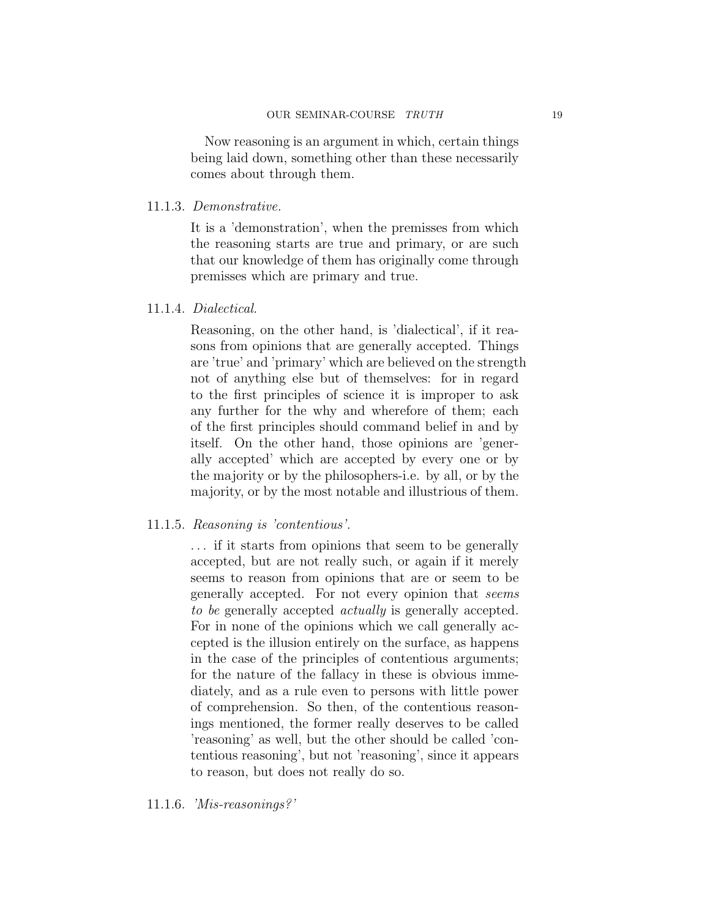Now reasoning is an argument in which, certain things being laid down, something other than these necessarily comes about through them.

11.1.3. *Demonstrative.*

It is a 'demonstration', when the premisses from which the reasoning starts are true and primary, or are such that our knowledge of them has originally come through premisses which are primary and true.

11.1.4. *Dialectical.*

Reasoning, on the other hand, is 'dialectical', if it reasons from opinions that are generally accepted. Things are 'true' and 'primary' which are believed on the strength not of anything else but of themselves: for in regard to the first principles of science it is improper to ask any further for the why and wherefore of them; each of the first principles should command belief in and by itself. On the other hand, those opinions are 'generally accepted' which are accepted by every one or by the majority or by the philosophers-i.e. by all, or by the majority, or by the most notable and illustrious of them.

11.1.5. *Reasoning is 'contentious'.*

... if it starts from opinions that seem to be generally accepted, but are not really such, or again if it merely seems to reason from opinions that are or seem to be generally accepted. For not every opinion that *seems to be* generally accepted *actually* is generally accepted. For in none of the opinions which we call generally accepted is the illusion entirely on the surface, as happens in the case of the principles of contentious arguments; for the nature of the fallacy in these is obvious immediately, and as a rule even to persons with little power of comprehension. So then, of the contentious reasonings mentioned, the former really deserves to be called 'reasoning' as well, but the other should be called 'contentious reasoning', but not 'reasoning', since it appears to reason, but does not really do so.

11.1.6. *'Mis-reasonings?'*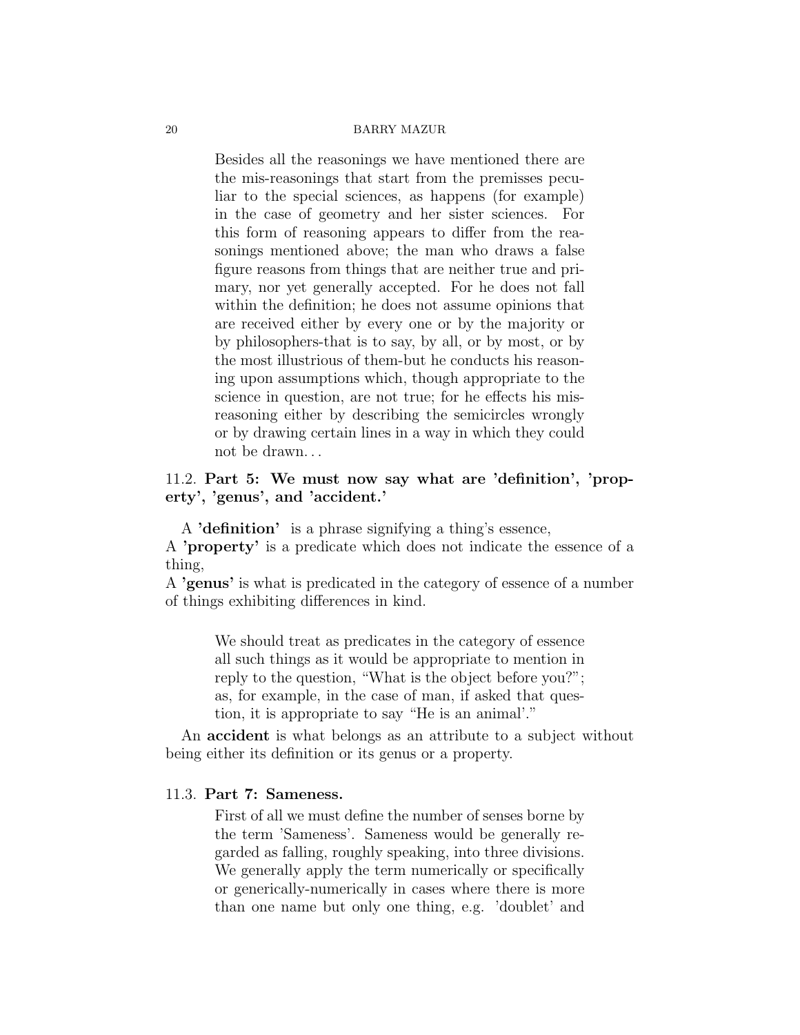> Besides all the reasonings we have mentioned there are the mis-reasonings that start from the premisses peculiar to the special sciences, as happens (for example) in the case of geometry and her sister sciences. For this form of reasoning appears to differ from the reasonings mentioned above; the man who draws a false figure reasons from things that are neither true and primary, nor yet generally accepted. For he does not fall within the definition; he does not assume opinions that are received either by every one or by the majority or by philosophers-that is to say, by all, or by most, or by the most illustrious of them-but he conducts his reasoning upon assumptions which, though appropriate to the science in question, are not true; for he effects his mis-reasoning either by describing the semicircles wrongly or by drawing certain lines in a way in which they could not be drawn. . .

### 11.2. Part 5: We must now say what are 'definition', 'property', 'genus', and 'accident.'

A **'definition'** is a phrase signifying a thing's essence,
A **'property'** is a predicate which does not indicate the essence of a thing,
A **'genus'** is what is predicated in the category of essence of a number of things exhibiting differences in kind.

> We should treat as predicates in the category of essence all such things as it would be appropriate to mention in reply to the question, "What is the object before you?"; as, for example, in the case of man, if asked that question, it is appropriate to say "He is an animal'."

An **accident** is what belongs as an attribute to a subject without being either its definition or its genus or a property.

### 11.3. Part 7: Sameness.

> First of all we must define the number of senses borne by the term 'Sameness'. Sameness would be generally regarded as falling, roughly speaking, into three divisions. We generally apply the term numerically or specifically or generically-numerically in cases where there is more than one name but only one thing, e.g. 'doublet' and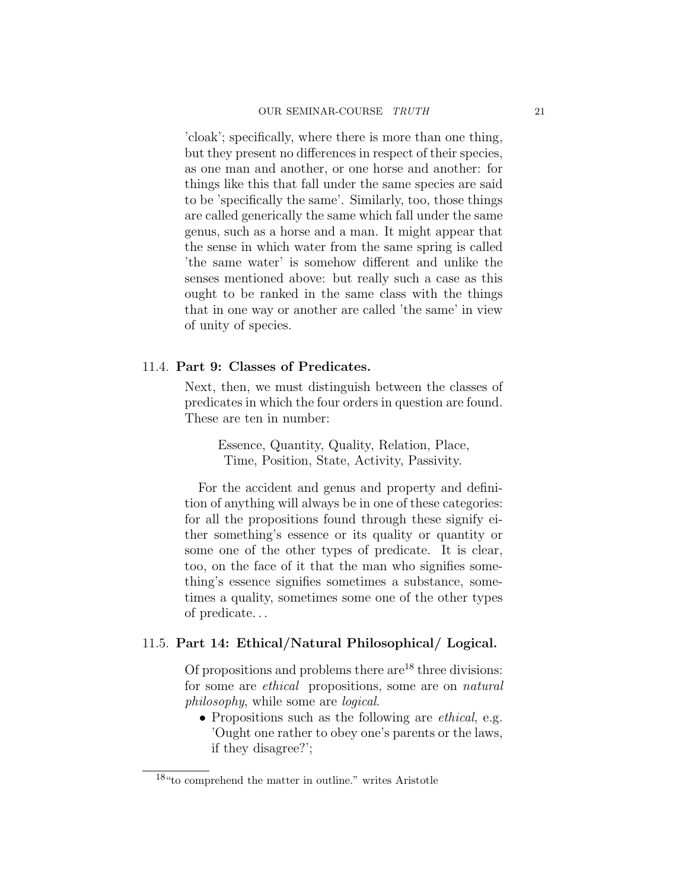'cloak'; specifically, where there is more than one thing, but they present no differences in respect of their species, as one man and another, or one horse and another: for things like this that fall under the same species are said to be 'specifically the same'. Similarly, too, those things are called generically the same which fall under the same genus, such as a horse and a man. It might appear that the sense in which water from the same spring is called 'the same water' is somehow different and unlike the senses mentioned above: but really such a case as this ought to be ranked in the same class with the things that in one way or another are called 'the same' in view of unity of species.

### 11.4. **Part 9: Classes of Predicates.**

Next, then, we must distinguish between the classes of predicates in which the four orders in question are found. These are ten in number:

> Essence, Quantity, Quality, Relation, Place,
> Time, Position, State, Activity, Passivity.

For the accident and genus and property and definition of anything will always be in one of these categories: for all the propositions found through these signify either something's essence or its quality or quantity or some one of the other types of predicate. It is clear, too, on the face of it that the man who signifies something's essence signifies sometimes a substance, sometimes a quality, sometimes some one of the other types of predicate. . .

### 11.5. **Part 14: Ethical/Natural Philosophical/ Logical.**

Of propositions and problems there are[18] three divisions: for some are *ethical* propositions, some are on *natural philosophy*, while some are *logical*.

- Propositions such as the following are *ethical*, e.g. 'Ought one rather to obey one's parents or the laws, if they disagree?';

[18] "to comprehend the matter in outline." writes Aristotle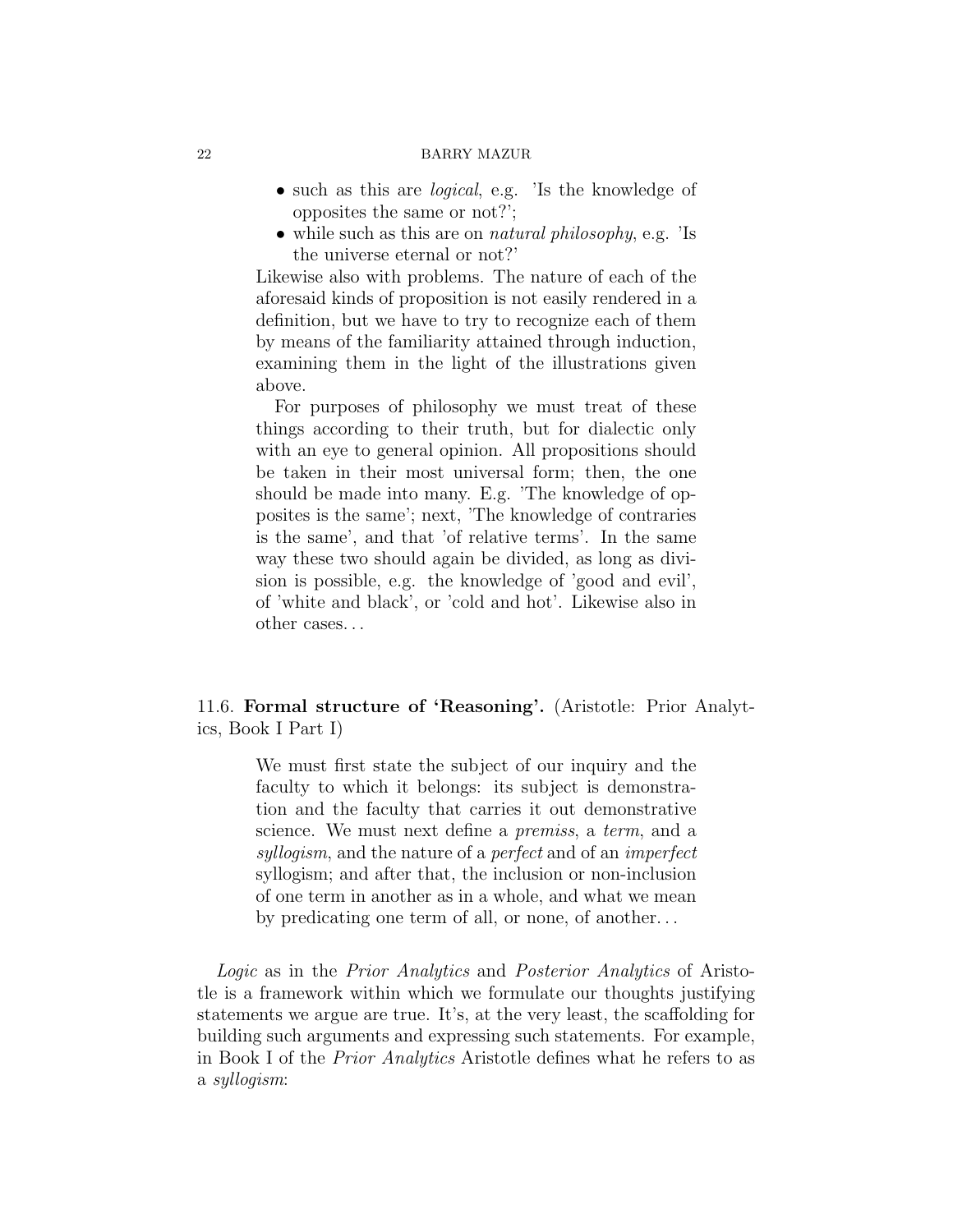- such as this are *logical*, e.g. 'Is the knowledge of opposites the same or not?';
- while such as this are on *natural philosophy*, e.g. 'Is the universe eternal or not?'

> Likewise also with problems. The nature of each of the aforesaid kinds of proposition is not easily rendered in a definition, but we have to try to recognize each of them by means of the familiarity attained through induction, examining them in the light of the illustrations given above.
>
> For purposes of philosophy we must treat of these things according to their truth, but for dialectic only with an eye to general opinion. All propositions should be taken in their most universal form; then, the one should be made into many. E.g. 'The knowledge of opposites is the same'; next, 'The knowledge of contraries is the same', and that 'of relative terms'. In the same way these two should again be divided, as long as division is possible, e.g. the knowledge of 'good and evil', of 'white and black', or 'cold and hot'. Likewise also in other cases...

### 11.6. **Formal structure of 'Reasoning'.** (Aristotle: Prior Analytics, Book I Part I)

> We must first state the subject of our inquiry and the faculty to which it belongs: its subject is demonstration and the faculty that carries it out demonstrative science. We must next define a *premiss*, a *term*, and a *syllogism*, and the nature of a *perfect* and of an *imperfect* syllogism; and after that, the inclusion or non-inclusion of one term in another as in a whole, and what we mean by predicating one term of all, or none, of another...

*Logic* as in the *Prior Analytics* and *Posterior Analytics* of Aristotle is a framework within which we formulate our thoughts justifying statements we argue are true. It's, at the very least, the scaffolding for building such arguments and expressing such statements. For example, in Book I of the *Prior Analytics* Aristotle defines what he refers to as a *syllogism*: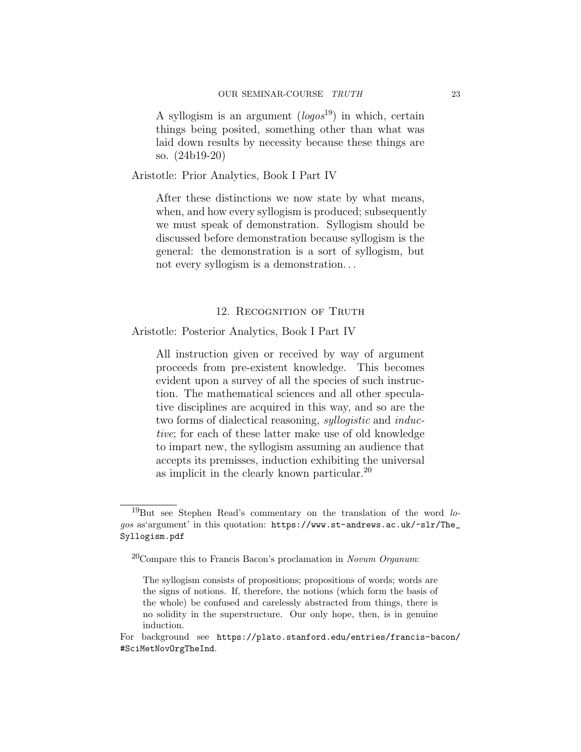> A syllogism is an argument (*logos*[19]) in which, certain things being posited, something other than what was laid down results by necessity because these things are so. (24b19-20)

Aristotle: Prior Analytics, Book I Part IV

> After these distinctions we now state by what means, when, and how every syllogism is produced; subsequently we must speak of demonstration. Syllogism should be discussed before demonstration because syllogism is the general: the demonstration is a sort of syllogism, but not every syllogism is a demonstration...

## 12. Recognition of Truth

Aristotle: Posterior Analytics, Book I Part IV

> All instruction given or received by way of argument proceeds from pre-existent knowledge. This becomes evident upon a survey of all the species of such instruction. The mathematical sciences and all other speculative disciplines are acquired in this way, and so are the two forms of dialectical reasoning, *syllogistic* and *inductive*; for each of these latter make use of old knowledge to impart new, the syllogism assuming an audience that accepts its premisses, induction exhibiting the universal as implicit in the clearly known particular.[20]

---

[19] But see Stephen Read's commentary on the translation of the word *logos* as'argument' in this quotation: `https://www.st-andrews.ac.uk/~slr/The_Syllogism.pdf`

[20] Compare this to Francis Bacon's proclamation in *Novum Organum*:

> The syllogism consists of propositions; propositions of words; words are the signs of notions. If, therefore, the notions (which form the basis of the whole) be confused and carelessly abstracted from things, there is no solidity in the superstructure. Our only hope, then, is in genuine induction.

For background see `https://plato.stanford.edu/entries/francis-bacon/#SciMetNovOrgTheInd`.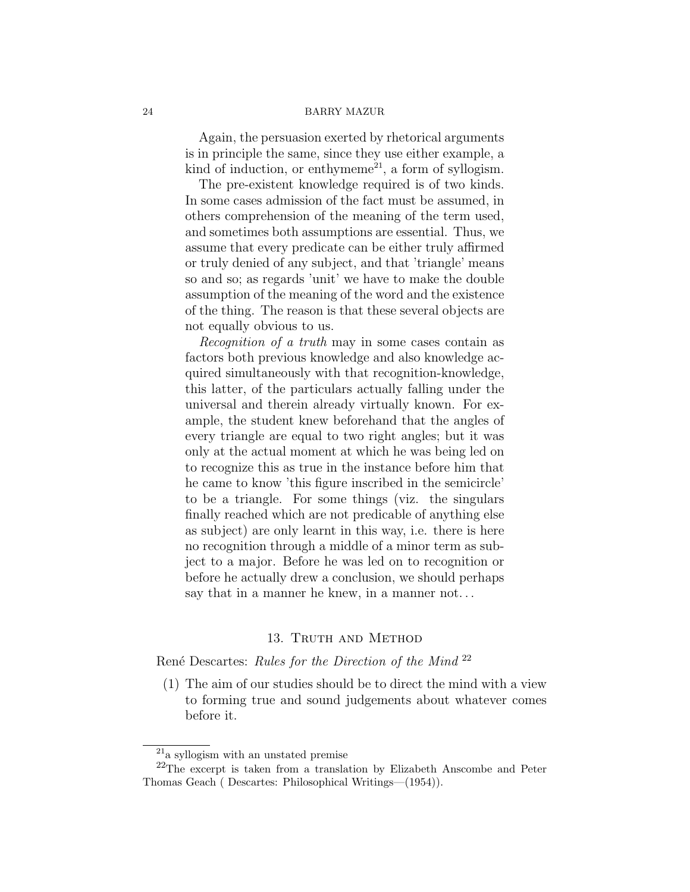Again, the persuasion exerted by rhetorical arguments is in principle the same, since they use either example, a kind of induction, or enthymeme[21], a form of syllogism.

The pre-existent knowledge required is of two kinds. In some cases admission of the fact must be assumed, in others comprehension of the meaning of the term used, and sometimes both assumptions are essential. Thus, we assume that every predicate can be either truly affirmed or truly denied of any subject, and that 'triangle' means so and so; as regards 'unit' we have to make the double assumption of the meaning of the word and the existence of the thing. The reason is that these several objects are not equally obvious to us.

*Recognition of a truth* may in some cases contain as factors both previous knowledge and also knowledge acquired simultaneously with that recognition-knowledge, this latter, of the particulars actually falling under the universal and therein already virtually known. For example, the student knew beforehand that the angles of every triangle are equal to two right angles; but it was only at the actual moment at which he was being led on to recognize this as true in the instance before him that he came to know 'this figure inscribed in the semicircle' to be a triangle. For some things (viz. the singulars finally reached which are not predicable of anything else as subject) are only learnt in this way, i.e. there is here no recognition through a middle of a minor term as subject to a major. Before he was led on to recognition or before he actually drew a conclusion, we should perhaps say that in a manner he knew, in a manner not...

## 13. Truth and Method

René Descartes: *Rules for the Direction of the Mind* [22]

(1) The aim of our studies should be to direct the mind with a view to forming true and sound judgements about whatever comes before it.

---

[21] a syllogism with an unstated premise

[22] The excerpt is taken from a translation by Elizabeth Anscombe and Peter Thomas Geach ( Descartes: Philosophical Writings—(1954)).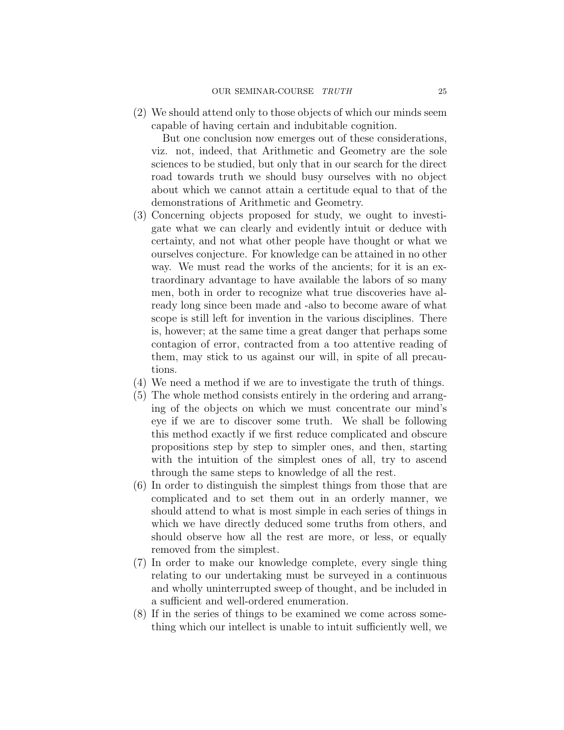(2) We should attend only to those objects of which our minds seem capable of having certain and indubitable cognition.

    But one conclusion now emerges out of these considerations, viz. not, indeed, that Arithmetic and Geometry are the sole sciences to be studied, but only that in our search for the direct road towards truth we should busy ourselves with no object about which we cannot attain a certitude equal to that of the demonstrations of Arithmetic and Geometry.

(3) Concerning objects proposed for study, we ought to investigate what we can clearly and evidently intuit or deduce with certainty, and not what other people have thought or what we ourselves conjecture. For knowledge can be attained in no other way. We must read the works of the ancients; for it is an extraordinary advantage to have available the labors of so many men, both in order to recognize what true discoveries have already long since been made and -also to become aware of what scope is still left for invention in the various disciplines. There is, however; at the same time a great danger that perhaps some contagion of error, contracted from a too attentive reading of them, may stick to us against our will, in spite of all precautions.

(4) We need a method if we are to investigate the truth of things.

(5) The whole method consists entirely in the ordering and arranging of the objects on which we must concentrate our mind's eye if we are to discover some truth. We shall be following this method exactly if we first reduce complicated and obscure propositions step by step to simpler ones, and then, starting with the intuition of the simplest ones of all, try to ascend through the same steps to knowledge of all the rest.

(6) In order to distinguish the simplest things from those that are complicated and to set them out in an orderly manner, we should attend to what is most simple in each series of things in which we have directly deduced some truths from others, and should observe how all the rest are more, or less, or equally removed from the simplest.

(7) In order to make our knowledge complete, every single thing relating to our undertaking must be surveyed in a continuous and wholly uninterrupted sweep of thought, and be included in a sufficient and well-ordered enumeration.

(8) If in the series of things to be examined we come across something which our intellect is unable to intuit sufficiently well, we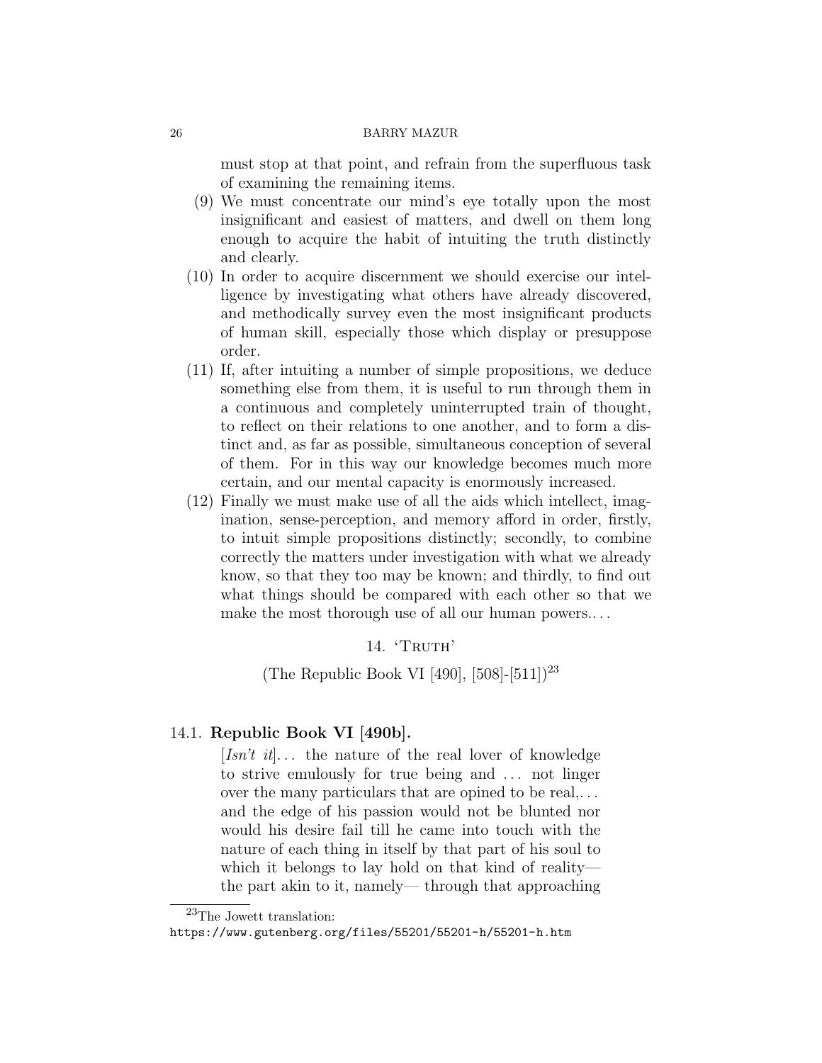must stop at that point, and refrain from the superfluous task of examining the remaining items.

(9) We must concentrate our mind's eye totally upon the most insignificant and easiest of matters, and dwell on them long enough to acquire the habit of intuiting the truth distinctly and clearly.

(10) In order to acquire discernment we should exercise our intelligence by investigating what others have already discovered, and methodically survey even the most insignificant products of human skill, especially those which display or presuppose order.

(11) If, after intuiting a number of simple propositions, we deduce something else from them, it is useful to run through them in a continuous and completely uninterrupted train of thought, to reflect on their relations to one another, and to form a distinct and, as far as possible, simultaneous conception of several of them. For in this way our knowledge becomes much more certain, and our mental capacity is enormously increased.

(12) Finally we must make use of all the aids which intellect, imagination, sense-perception, and memory afford in order, firstly, to intuit simple propositions distinctly; secondly, to combine correctly the matters under investigation with what we already know, so that they too may be known; and thirdly, to find out what things should be compared with each other so that we make the most thorough use of all our human powers....

## 14. 'Truth'

(The Republic Book VI [490], [508]-[511])[23]

### 14.1. **Republic Book VI [490b].**

> [*Isn't it*]... the nature of the real lover of knowledge to strive emulously for true being and ... not linger over the many particulars that are opined to be real,... and the edge of his passion would not be blunted nor would his desire fail till he came into touch with the nature of each thing in itself by that part of his soul to which it belongs to lay hold on that kind of reality— the part akin to it, namely— through that approaching

[23]The Jowett translation:
https://www.gutenberg.org/files/55201/55201-h/55201-h.htm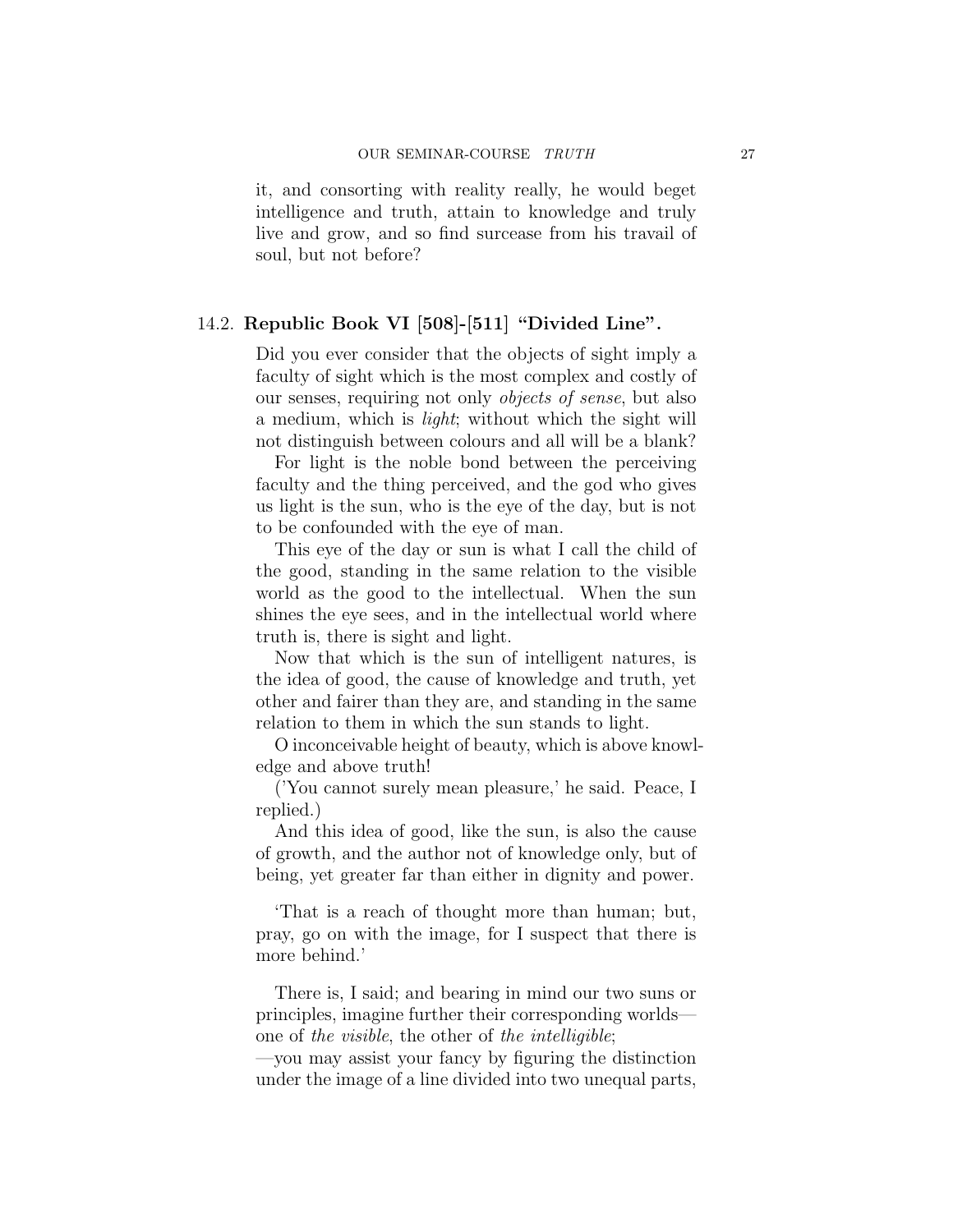it, and consorting with reality really, he would beget intelligence and truth, attain to knowledge and truly live and grow, and so find surcease from his travail of soul, but not before?

## 14.2. Republic Book VI [508]-[511] "Divided Line".

Did you ever consider that the objects of sight imply a faculty of sight which is the most complex and costly of our senses, requiring not only *objects of sense*, but also a medium, which is *light*; without which the sight will not distinguish between colours and all will be a blank?

For light is the noble bond between the perceiving faculty and the thing perceived, and the god who gives us light is the sun, who is the eye of the day, but is not to be confounded with the eye of man.

This eye of the day or sun is what I call the child of the good, standing in the same relation to the visible world as the good to the intellectual. When the sun shines the eye sees, and in the intellectual world where truth is, there is sight and light.

Now that which is the sun of intelligent natures, is the idea of good, the cause of knowledge and truth, yet other and fairer than they are, and standing in the same relation to them in which the sun stands to light.

O inconceivable height of beauty, which is above knowledge and above truth!

('You cannot surely mean pleasure,' he said. Peace, I replied.)

And this idea of good, like the sun, is also the cause of growth, and the author not of knowledge only, but of being, yet greater far than either in dignity and power.

'That is a reach of thought more than human; but, pray, go on with the image, for I suspect that there is more behind.'

There is, I said; and bearing in mind our two suns or principles, imagine further their corresponding worlds—one of *the visible*, the other of *the intelligible*;
—you may assist your fancy by figuring the distinction under the image of a line divided into two unequal parts,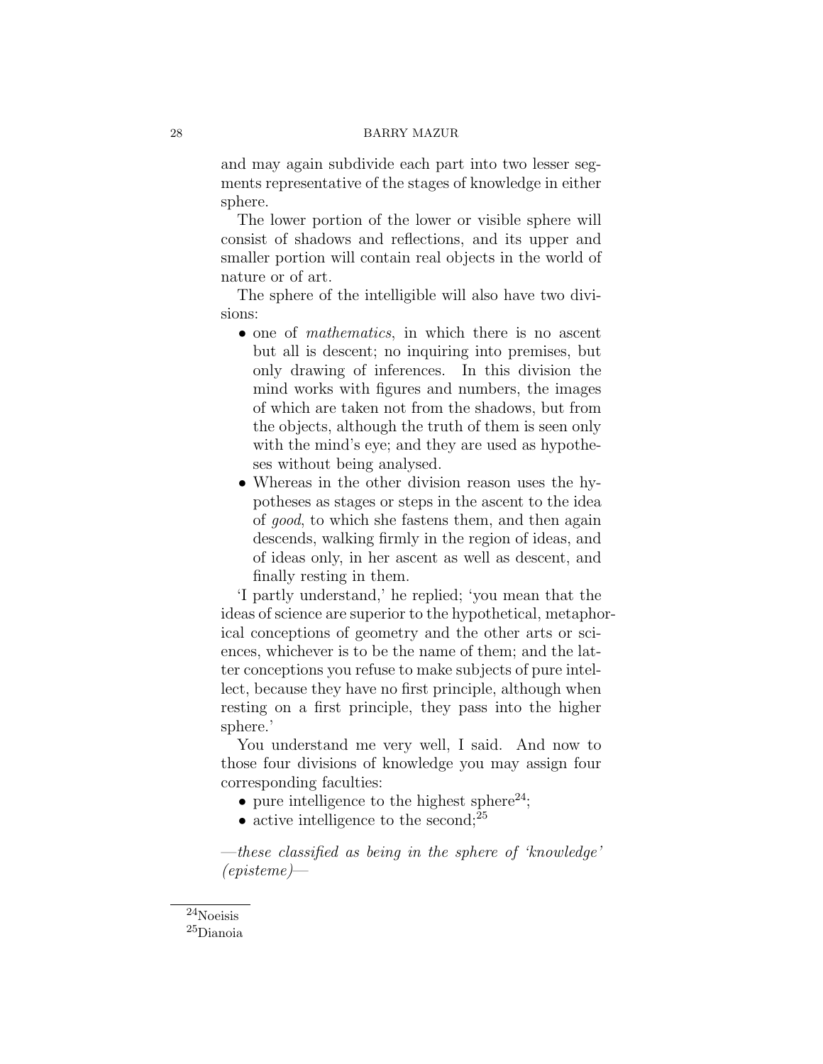and may again subdivide each part into two lesser segments representative of the stages of knowledge in either sphere.

The lower portion of the lower or visible sphere will consist of shadows and reflections, and its upper and smaller portion will contain real objects in the world of nature or of art.

The sphere of the intelligible will also have two divisions:

- one of *mathematics*, in which there is no ascent but all is descent; no inquiring into premises, but only drawing of inferences. In this division the mind works with figures and numbers, the images of which are taken not from the shadows, but from the objects, although the truth of them is seen only with the mind's eye; and they are used as hypotheses without being analysed.
- Whereas in the other division reason uses the hypotheses as stages or steps in the ascent to the idea of *good*, to which she fastens them, and then again descends, walking firmly in the region of ideas, and of ideas only, in her ascent as well as descent, and finally resting in them.

'I partly understand,' he replied; 'you mean that the ideas of science are superior to the hypothetical, metaphorical conceptions of geometry and the other arts or sciences, whichever is to be the name of them; and the latter conceptions you refuse to make subjects of pure intellect, because they have no first principle, although when resting on a first principle, they pass into the higher sphere.'

You understand me very well, I said. And now to those four divisions of knowledge you may assign four corresponding faculties:

- pure intelligence to the highest sphere[24];
- active intelligence to the second;[25]

—*these classified as being in the sphere of 'knowledge' (episteme)*—

[24]Noeisis

[25]Dianoia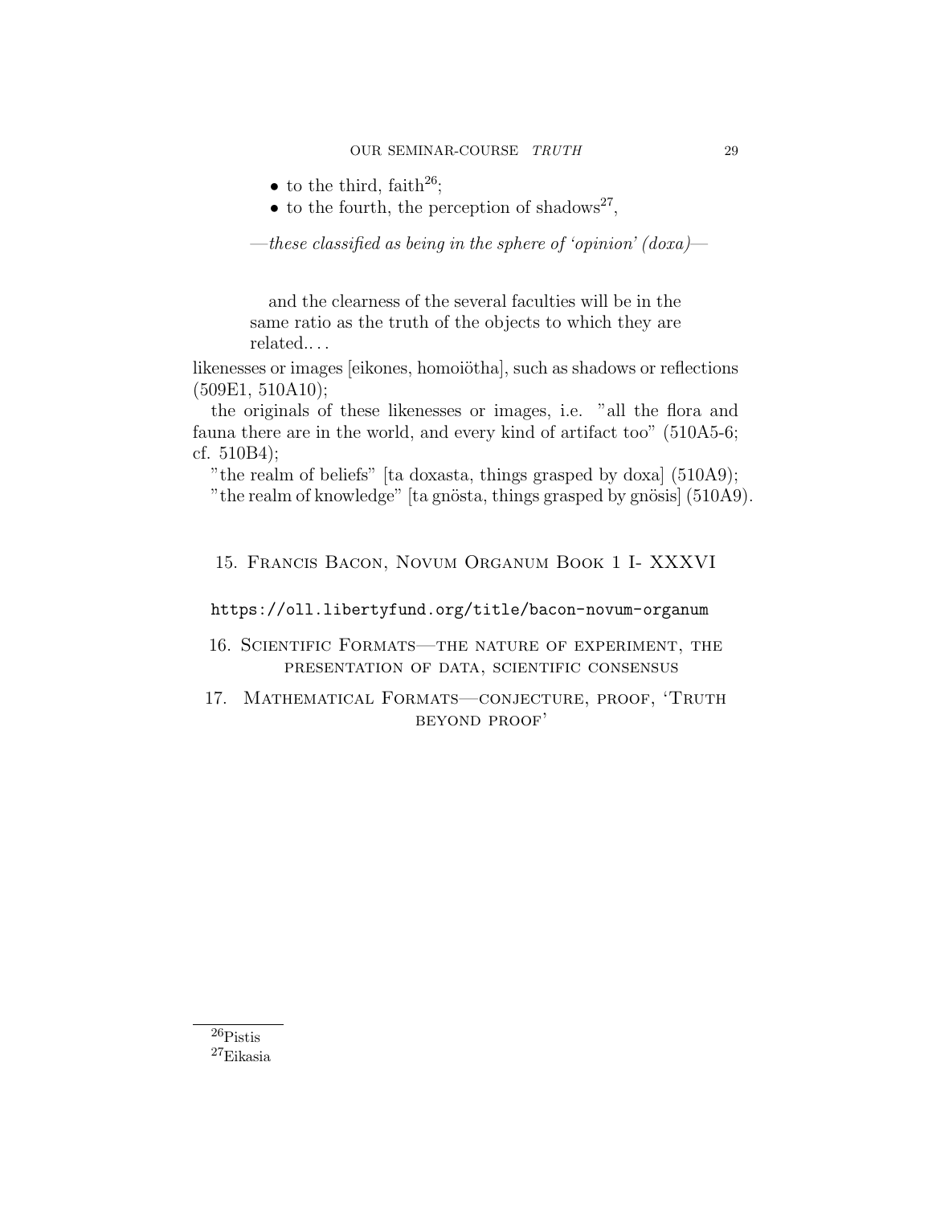- to the third, faith[26];
- to the fourth, the perception of shadows[27],

—*these classified as being in the sphere of 'opinion' (doxa)*—

> and the clearness of the several faculties will be in the same ratio as the truth of the objects to which they are related....

likenesses or images [eikones, homoiötha], such as shadows or reflections (509E1, 510A10);

the originals of these likenesses or images, i.e. "all the flora and fauna there are in the world, and every kind of artifact too" (510A5-6; cf. 510B4);

"the realm of beliefs" [ta doxasta, things grasped by doxa] (510A9);

"the realm of knowledge" [ta gnösta, things grasped by gnösis] (510A9).

## 15. Francis Bacon, Novum Organum Book 1 I- XXXVI

https://oll.libertyfund.org/title/bacon-novum-organum

## 16. Scientific Formats—the nature of experiment, the presentation of data, scientific consensus

## 17. Mathematical Formats—conjecture, proof, 'Truth beyond proof'

[26] Pistis

[27] Eikasia